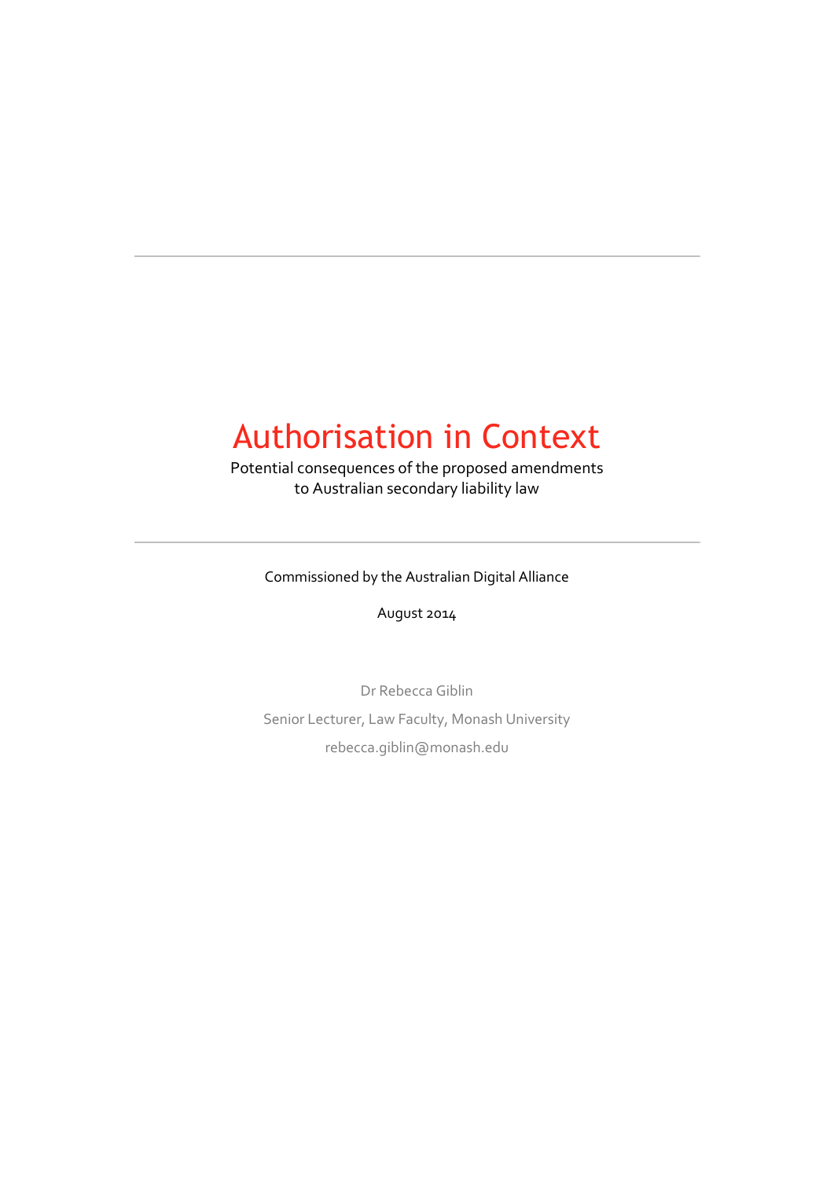# Authorisation in Context

Potential consequences of the proposed amendments
to Australian secondary liability law

Commissioned by the Australian Digital Alliance

August 2014

Dr Rebecca Giblin

Senior Lecturer, Law Faculty, Monash University

rebecca.giblin@monash.edu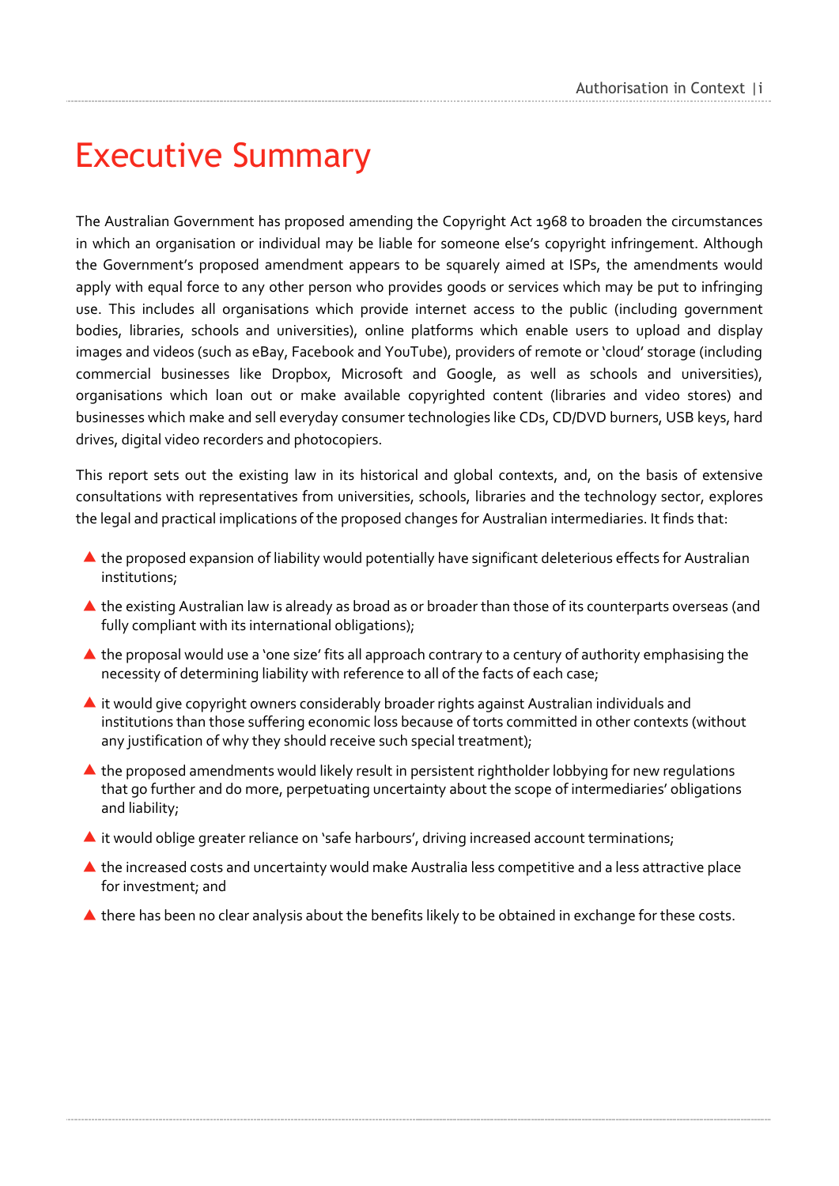# Executive Summary

The Australian Government has proposed amending the Copyright Act 1968 to broaden the circumstances in which an organisation or individual may be liable for someone else's copyright infringement. Although the Government's proposed amendment appears to be squarely aimed at ISPs, the amendments would apply with equal force to any other person who provides goods or services which may be put to infringing use. This includes all organisations which provide internet access to the public (including government bodies, libraries, schools and universities), online platforms which enable users to upload and display images and videos (such as eBay, Facebook and YouTube), providers of remote or 'cloud' storage (including commercial businesses like Dropbox, Microsoft and Google, as well as schools and universities), organisations which loan out or make available copyrighted content (libraries and video stores) and businesses which make and sell everyday consumer technologies like CDs, CD/DVD burners, USB keys, hard drives, digital video recorders and photocopiers.

This report sets out the existing law in its historical and global contexts, and, on the basis of extensive consultations with representatives from universities, schools, libraries and the technology sector, explores the legal and practical implications of the proposed changes for Australian intermediaries. It finds that:

- the proposed expansion of liability would potentially have significant deleterious effects for Australian institutions;
- the existing Australian law is already as broad as or broader than those of its counterparts overseas (and fully compliant with its international obligations);
- the proposal would use a 'one size' fits all approach contrary to a century of authority emphasising the necessity of determining liability with reference to all of the facts of each case;
- it would give copyright owners considerably broader rights against Australian individuals and institutions than those suffering economic loss because of torts committed in other contexts (without any justification of why they should receive such special treatment);
- the proposed amendments would likely result in persistent rightholder lobbying for new regulations that go further and do more, perpetuating uncertainty about the scope of intermediaries' obligations and liability;
- it would oblige greater reliance on 'safe harbours', driving increased account terminations;
- the increased costs and uncertainty would make Australia less competitive and a less attractive place for investment; and
- there has been no clear analysis about the benefits likely to be obtained in exchange for these costs.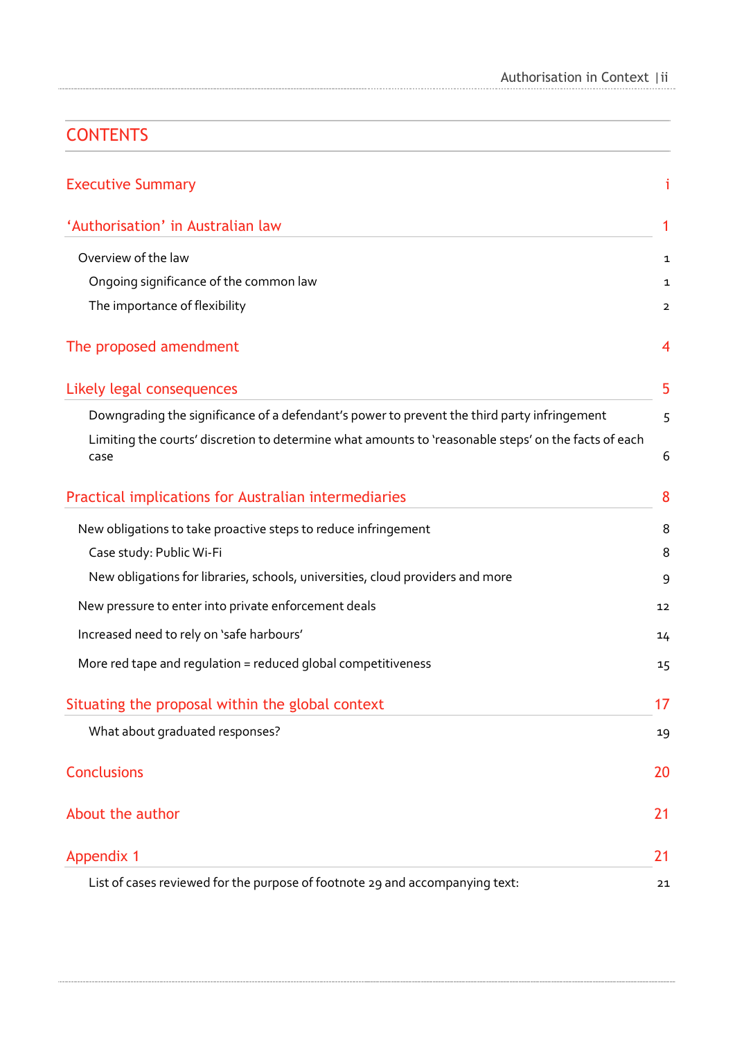# CONTENTS

| | |
|---|---|
| **Executive Summary** | **i** |
| **'Authorisation' in Australian law** | **1** |
| Overview of the law | 1 |
| Ongoing significance of the common law | 1 |
| The importance of flexibility | 2 |
| **The proposed amendment** | **4** |
| **Likely legal consequences** | **5** |
| Downgrading the significance of a defendant's power to prevent the third party infringement | 5 |
| Limiting the courts' discretion to determine what amounts to 'reasonable steps' on the facts of each case | 6 |
| **Practical implications for Australian intermediaries** | **8** |
| New obligations to take proactive steps to reduce infringement | 8 |
| Case study: Public Wi-Fi | 8 |
| New obligations for libraries, schools, universities, cloud providers and more | 9 |
| New pressure to enter into private enforcement deals | 12 |
| Increased need to rely on 'safe harbours' | 14 |
| More red tape and regulation = reduced global competitiveness | 15 |
| **Situating the proposal within the global context** | **17** |
| What about graduated responses? | 19 |
| **Conclusions** | **20** |
| **About the author** | **21** |
| **Appendix 1** | **21** |
| List of cases reviewed for the purpose of footnote 29 and accompanying text: | 21 |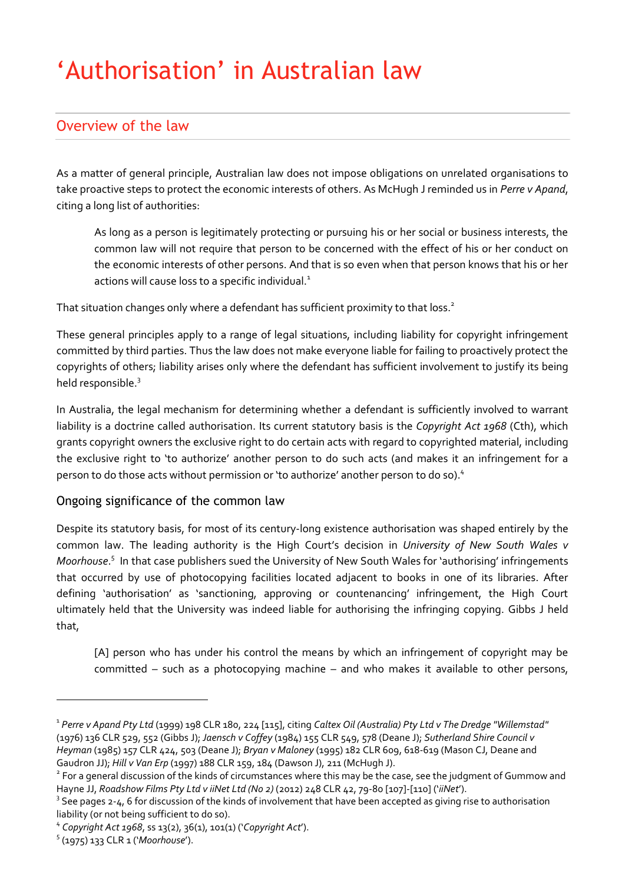# 'Authorisation' in Australian law

## Overview of the law

As a matter of general principle, Australian law does not impose obligations on unrelated organisations to take proactive steps to protect the economic interests of others. As McHugh J reminded us in *Perre v Apand*, citing a long list of authorities:

> As long as a person is legitimately protecting or pursuing his or her social or business interests, the common law will not require that person to be concerned with the effect of his or her conduct on the economic interests of other persons. And that is so even when that person knows that his or her actions will cause loss to a specific individual.[1]

That situation changes only where a defendant has sufficient proximity to that loss.[2]

These general principles apply to a range of legal situations, including liability for copyright infringement committed by third parties. Thus the law does not make everyone liable for failing to proactively protect the copyrights of others; liability arises only where the defendant has sufficient involvement to justify its being held responsible.[3]

In Australia, the legal mechanism for determining whether a defendant is sufficiently involved to warrant liability is a doctrine called authorisation. Its current statutory basis is the *Copyright Act 1968* (Cth), which grants copyright owners the exclusive right to do certain acts with regard to copyrighted material, including the exclusive right to 'to authorize' another person to do such acts (and makes it an infringement for a person to do those acts without permission or 'to authorize' another person to do so).[4]

### Ongoing significance of the common law

Despite its statutory basis, for most of its century-long existence authorisation was shaped entirely by the common law. The leading authority is the High Court's decision in *University of New South Wales v Moorhouse*.[5] In that case publishers sued the University of New South Wales for 'authorising' infringements that occurred by use of photocopying facilities located adjacent to books in one of its libraries. After defining 'authorisation' as 'sanctioning, approving or countenancing' infringement, the High Court ultimately held that the University was indeed liable for authorising the infringing copying. Gibbs J held that,

> [A] person who has under his control the means by which an infringement of copyright may be committed – such as a photocopying machine – and who makes it available to other persons,

---

[1] *Perre v Apand Pty Ltd* (1999) 198 CLR 180, 224 [115], citing *Caltex Oil (Australia) Pty Ltd v The Dredge "Willemstad"* (1976) 136 CLR 529, 552 (Gibbs J); *Jaensch v Coffey* (1984) 155 CLR 549, 578 (Deane J); *Sutherland Shire Council v Heyman* (1985) 157 CLR 424, 503 (Deane J); *Bryan v Maloney* (1995) 182 CLR 609, 618-619 (Mason CJ, Deane and Gaudron JJ); *Hill v Van Erp* (1997) 188 CLR 159, 184 (Dawson J), 211 (McHugh J).

[2] For a general discussion of the kinds of circumstances where this may be the case, see the judgment of Gummow and Hayne JJ, *Roadshow Films Pty Ltd v iiNet Ltd (No 2)* (2012) 248 CLR 42, 79-80 [107]-[110] ('*iiNet*').

[3] See pages 2-4, 6 for discussion of the kinds of involvement that have been accepted as giving rise to authorisation liability (or not being sufficient to do so).

[4] *Copyright Act 1968*, ss 13(2), 36(1), 101(1) ('*Copyright Act*').

[5] (1975) 133 CLR 1 ('*Moorhouse*').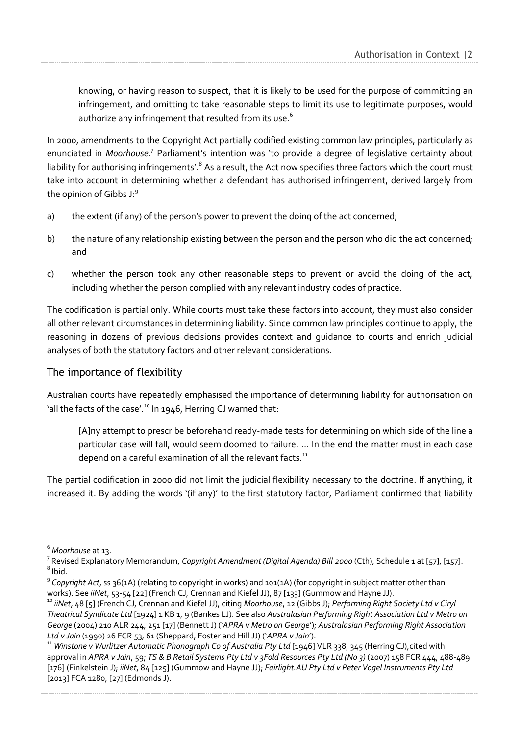> knowing, or having reason to suspect, that it is likely to be used for the purpose of committing an infringement, and omitting to take reasonable steps to limit its use to legitimate purposes, would authorize any infringement that resulted from its use.[6]

In 2000, amendments to the Copyright Act partially codified existing common law principles, particularly as enunciated in *Moorhouse*.[7] Parliament's intention was 'to provide a degree of legislative certainty about liability for authorising infringements'.[8] As a result, the Act now specifies three factors which the court must take into account in determining whether a defendant has authorised infringement, derived largely from the opinion of Gibbs J:[9]

a) the extent (if any) of the person's power to prevent the doing of the act concerned;

b) the nature of any relationship existing between the person and the person who did the act concerned; and

c) whether the person took any other reasonable steps to prevent or avoid the doing of the act, including whether the person complied with any relevant industry codes of practice.

The codification is partial only. While courts must take these factors into account, they must also consider all other relevant circumstances in determining liability. Since common law principles continue to apply, the reasoning in dozens of previous decisions provides context and guidance to courts and enrich judicial analyses of both the statutory factors and other relevant considerations.

## The importance of flexibility

Australian courts have repeatedly emphasised the importance of determining liability for authorisation on 'all the facts of the case'.[10] In 1946, Herring CJ warned that:

> [A]ny attempt to prescribe beforehand ready-made tests for determining on which side of the line a particular case will fall, would seem doomed to failure. … In the end the matter must in each case depend on a careful examination of all the relevant facts.[11]

The partial codification in 2000 did not limit the judicial flexibility necessary to the doctrine. If anything, it increased it. By adding the words '(if any)' to the first statutory factor, Parliament confirmed that liability

---

[6] *Moorhouse* at 13.

[7] Revised Explanatory Memorandum, *Copyright Amendment (Digital Agenda) Bill 2000* (Cth), Schedule 1 at [57], [157].

[8] Ibid.

[9] *Copyright Act*, ss 36(1A) (relating to copyright in works) and 101(1A) (for copyright in subject matter other than works). See *iiNet*, 53-54 [22] (French CJ, Crennan and Kiefel JJ), 87 [133] (Gummow and Hayne JJ).

[10] *iiNet*, 48 [5] (French CJ, Crennan and Kiefel JJ), citing *Moorhouse*, 12 (Gibbs J); *Performing Right Society Ltd v Ciryl Theatrical Syndicate Ltd* [1924] 1 KB 1, 9 (Bankes LJ). See also *Australasian Performing Right Association Ltd v Metro on George* (2004) 210 ALR 244, 251 [17] (Bennett J) ('*APRA v Metro on George*'); *Australasian Performing Right Association Ltd v Jain* (1990) 26 FCR 53, 61 (Sheppard, Foster and Hill JJ) ('*APRA v Jain*').

[11] *Winstone v Wurlitzer Automatic Phonograph Co of Australia Pty Ltd* [1946] VLR 338, 345 (Herring CJ), cited with approval in *APRA v Jain*, 59; *TS & B Retail Systems Pty Ltd v 3Fold Resources Pty Ltd (No 3)* (2007) 158 FCR 444, 488-489 [176] (Finkelstein J); *iiNet*, 84 [125] (Gummow and Hayne JJ); *Fairlight.AU Pty Ltd v Peter Vogel Instruments Pty Ltd* [2013] FCA 1280, [27] (Edmonds J).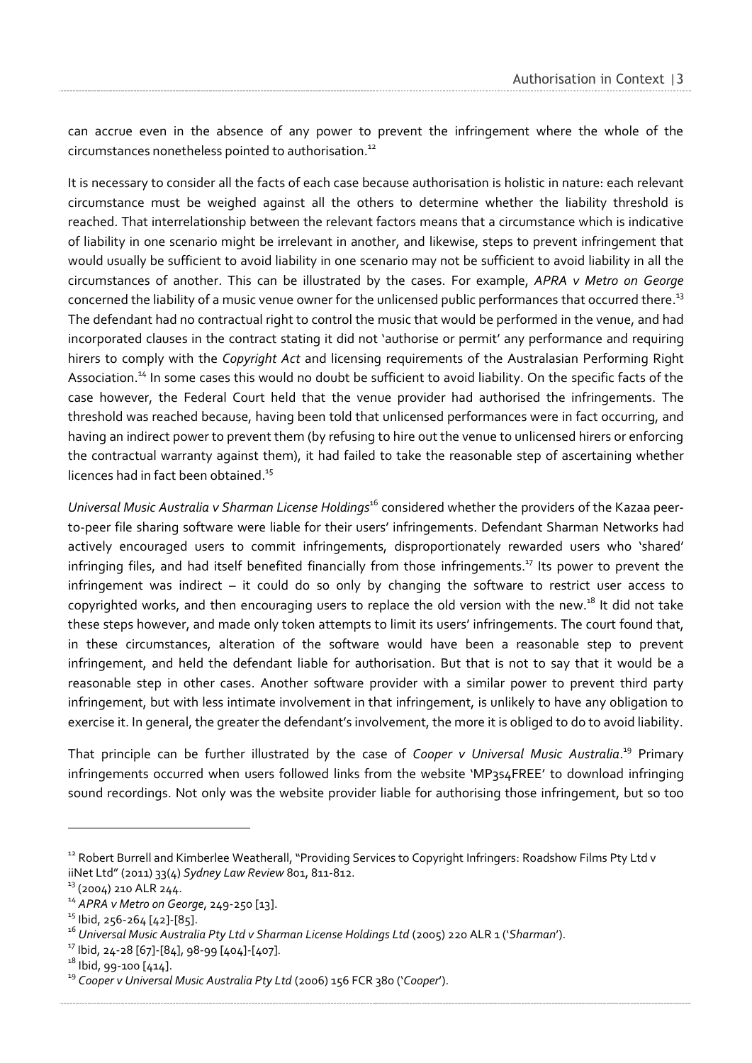can accrue even in the absence of any power to prevent the infringement where the whole of the circumstances nonetheless pointed to authorisation.[12]

It is necessary to consider all the facts of each case because authorisation is holistic in nature: each relevant circumstance must be weighed against all the others to determine whether the liability threshold is reached. That interrelationship between the relevant factors means that a circumstance which is indicative of liability in one scenario might be irrelevant in another, and likewise, steps to prevent infringement that would usually be sufficient to avoid liability in one scenario may not be sufficient to avoid liability in all the circumstances of another. This can be illustrated by the cases. For example, *APRA v Metro on George* concerned the liability of a music venue owner for the unlicensed public performances that occurred there.[13] The defendant had no contractual right to control the music that would be performed in the venue, and had incorporated clauses in the contract stating it did not 'authorise or permit' any performance and requiring hirers to comply with the *Copyright Act* and licensing requirements of the Australasian Performing Right Association.[14] In some cases this would no doubt be sufficient to avoid liability. On the specific facts of the case however, the Federal Court held that the venue provider had authorised the infringements. The threshold was reached because, having been told that unlicensed performances were in fact occurring, and having an indirect power to prevent them (by refusing to hire out the venue to unlicensed hirers or enforcing the contractual warranty against them), it had failed to take the reasonable step of ascertaining whether licences had in fact been obtained.[15]

*Universal Music Australia v Sharman License Holdings*[16] considered whether the providers of the Kazaa peer-to-peer file sharing software were liable for their users' infringements. Defendant Sharman Networks had actively encouraged users to commit infringements, disproportionately rewarded users who 'shared' infringing files, and had itself benefited financially from those infringements.[17] Its power to prevent the infringement was indirect – it could do so only by changing the software to restrict user access to copyrighted works, and then encouraging users to replace the old version with the new.[18] It did not take these steps however, and made only token attempts to limit its users' infringements. The court found that, in these circumstances, alteration of the software would have been a reasonable step to prevent infringement, and held the defendant liable for authorisation. But that is not to say that it would be a reasonable step in other cases. Another software provider with a similar power to prevent third party infringement, but with less intimate involvement in that infringement, is unlikely to have any obligation to exercise it. In general, the greater the defendant's involvement, the more it is obliged to do to avoid liability.

That principle can be further illustrated by the case of *Cooper v Universal Music Australia*.[19] Primary infringements occurred when users followed links from the website 'MP3s4FREE' to download infringing sound recordings. Not only was the website provider liable for authorising those infringement, but so too

---

[12] Robert Burrell and Kimberlee Weatherall, "Providing Services to Copyright Infringers: Roadshow Films Pty Ltd v iiNet Ltd" (2011) 33(4) *Sydney Law Review* 801, 811-812.

[13] (2004) 210 ALR 244.

[14] *APRA v Metro on George*, 249-250 [13].

[15] Ibid, 256-264 [42]-[85].

[16] *Universal Music Australia Pty Ltd v Sharman License Holdings Ltd* (2005) 220 ALR 1 ('*Sharman*').

[17] Ibid, 24-28 [67]-[84], 98-99 [404]-[407].

[18] Ibid, 99-100 [414].

[19] *Cooper v Universal Music Australia Pty Ltd* (2006) 156 FCR 380 ('*Cooper*').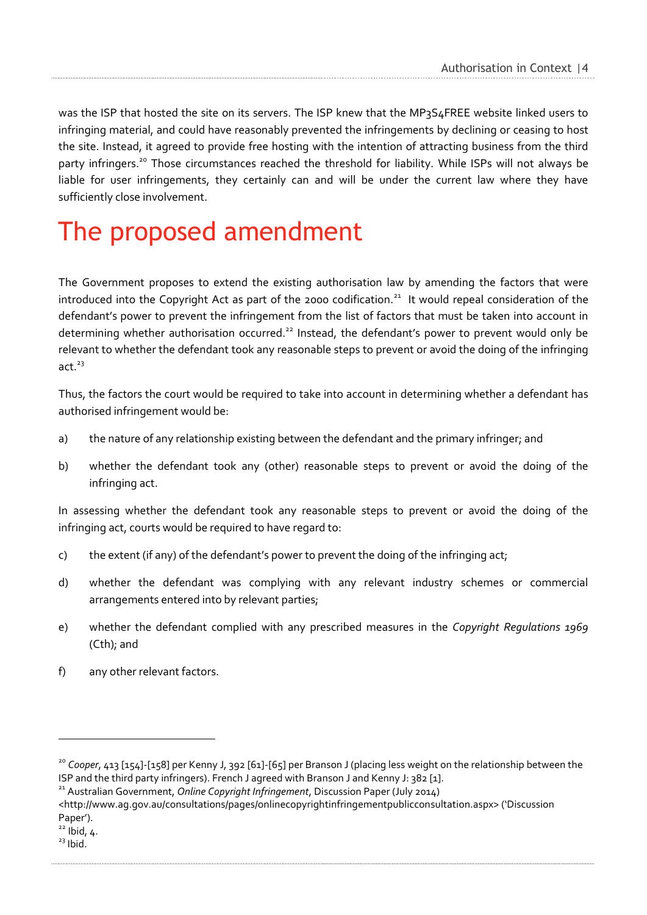was the ISP that hosted the site on its servers. The ISP knew that the MP3S4FREE website linked users to infringing material, and could have reasonably prevented the infringements by declining or ceasing to host the site. Instead, it agreed to provide free hosting with the intention of attracting business from the third party infringers.[20] Those circumstances reached the threshold for liability. While ISPs will not always be liable for user infringements, they certainly can and will be under the current law where they have sufficiently close involvement.

# The proposed amendment

The Government proposes to extend the existing authorisation law by amending the factors that were introduced into the Copyright Act as part of the 2000 codification.[21] It would repeal consideration of the defendant's power to prevent the infringement from the list of factors that must be taken into account in determining whether authorisation occurred.[22] Instead, the defendant's power to prevent would only be relevant to whether the defendant took any reasonable steps to prevent or avoid the doing of the infringing act.[23]

Thus, the factors the court would be required to take into account in determining whether a defendant has authorised infringement would be:

a) the nature of any relationship existing between the defendant and the primary infringer; and

b) whether the defendant took any (other) reasonable steps to prevent or avoid the doing of the infringing act.

In assessing whether the defendant took any reasonable steps to prevent or avoid the doing of the infringing act, courts would be required to have regard to:

c) the extent (if any) of the defendant's power to prevent the doing of the infringing act;

d) whether the defendant was complying with any relevant industry schemes or commercial arrangements entered into by relevant parties;

e) whether the defendant complied with any prescribed measures in the *Copyright Regulations 1969* (Cth); and

f) any other relevant factors.

---

[20] *Cooper*, 413 [154]-[158] per Kenny J, 392 [61]-[65] per Branson J (placing less weight on the relationship between the ISP and the third party infringers). French J agreed with Branson J and Kenny J: 382 [1].

[21] Australian Government, *Online Copyright Infringement*, Discussion Paper (July 2014) <http://www.ag.gov.au/consultations/pages/onlinecopyrightinfringementpublicconsultation.aspx> ('Discussion Paper').

[22] Ibid, 4.

[23] Ibid.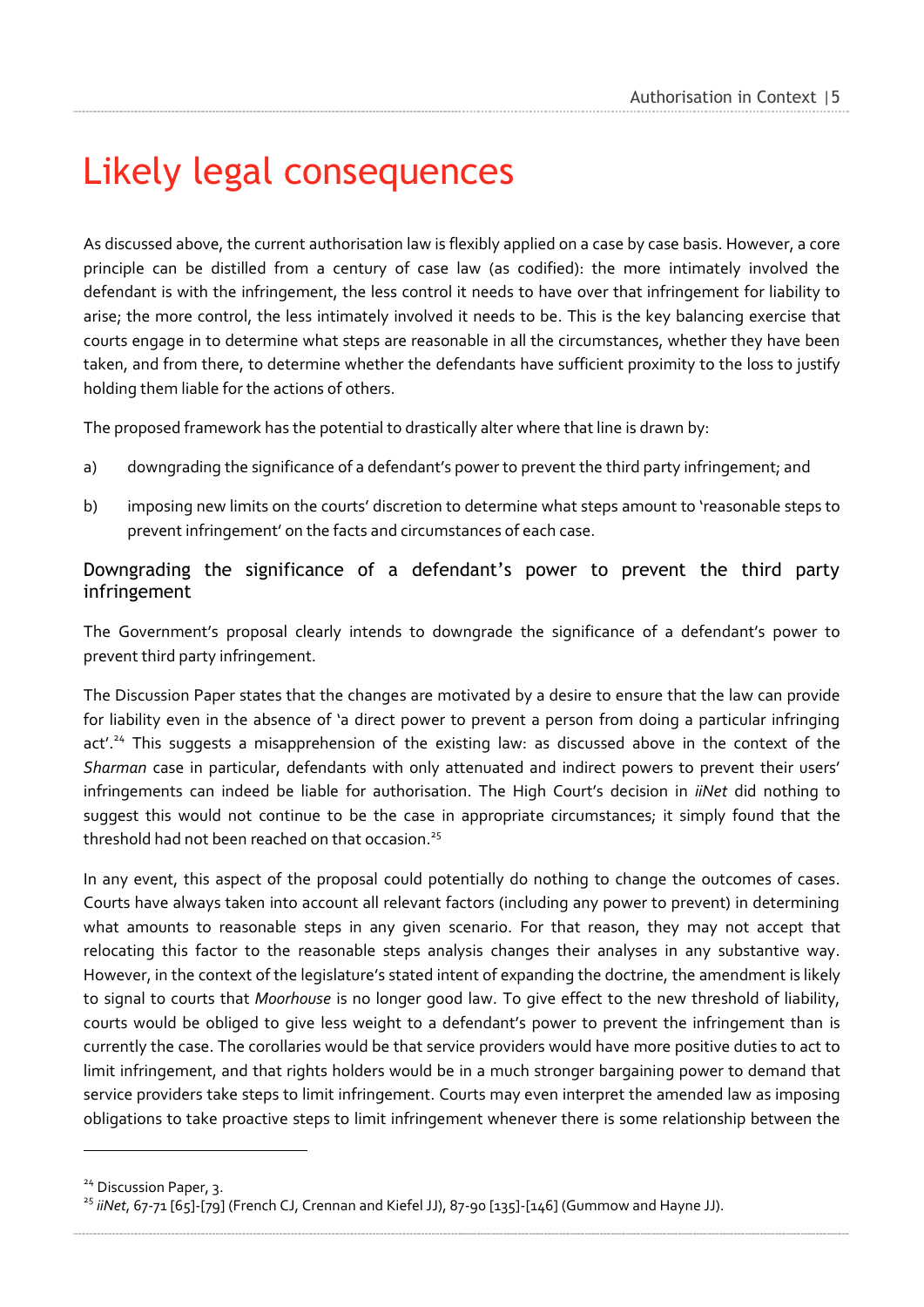# Likely legal consequences

As discussed above, the current authorisation law is flexibly applied on a case by case basis. However, a core principle can be distilled from a century of case law (as codified): the more intimately involved the defendant is with the infringement, the less control it needs to have over that infringement for liability to arise; the more control, the less intimately involved it needs to be. This is the key balancing exercise that courts engage in to determine what steps are reasonable in all the circumstances, whether they have been taken, and from there, to determine whether the defendants have sufficient proximity to the loss to justify holding them liable for the actions of others.

The proposed framework has the potential to drastically alter where that line is drawn by:

a) downgrading the significance of a defendant's power to prevent the third party infringement; and

b) imposing new limits on the courts' discretion to determine what steps amount to 'reasonable steps to prevent infringement' on the facts and circumstances of each case.

## Downgrading the significance of a defendant's power to prevent the third party infringement

The Government's proposal clearly intends to downgrade the significance of a defendant's power to prevent third party infringement.

The Discussion Paper states that the changes are motivated by a desire to ensure that the law can provide for liability even in the absence of 'a direct power to prevent a person from doing a particular infringing act'.[24] This suggests a misapprehension of the existing law: as discussed above in the context of the *Sharman* case in particular, defendants with only attenuated and indirect powers to prevent their users' infringements can indeed be liable for authorisation. The High Court's decision in *iiNet* did nothing to suggest this would not continue to be the case in appropriate circumstances; it simply found that the threshold had not been reached on that occasion.[25]

In any event, this aspect of the proposal could potentially do nothing to change the outcomes of cases. Courts have always taken into account all relevant factors (including any power to prevent) in determining what amounts to reasonable steps in any given scenario. For that reason, they may not accept that relocating this factor to the reasonable steps analysis changes their analyses in any substantive way. However, in the context of the legislature's stated intent of expanding the doctrine, the amendment is likely to signal to courts that *Moorhouse* is no longer good law. To give effect to the new threshold of liability, courts would be obliged to give less weight to a defendant's power to prevent the infringement than is currently the case. The corollaries would be that service providers would have more positive duties to act to limit infringement, and that rights holders would be in a much stronger bargaining power to demand that service providers take steps to limit infringement. Courts may even interpret the amended law as imposing obligations to take proactive steps to limit infringement whenever there is some relationship between the

---

[24] Discussion Paper, 3.

[25] *iiNet*, 67-71 [65]-[79] (French CJ, Crennan and Kiefel JJ), 87-90 [135]-[146] (Gummow and Hayne JJ).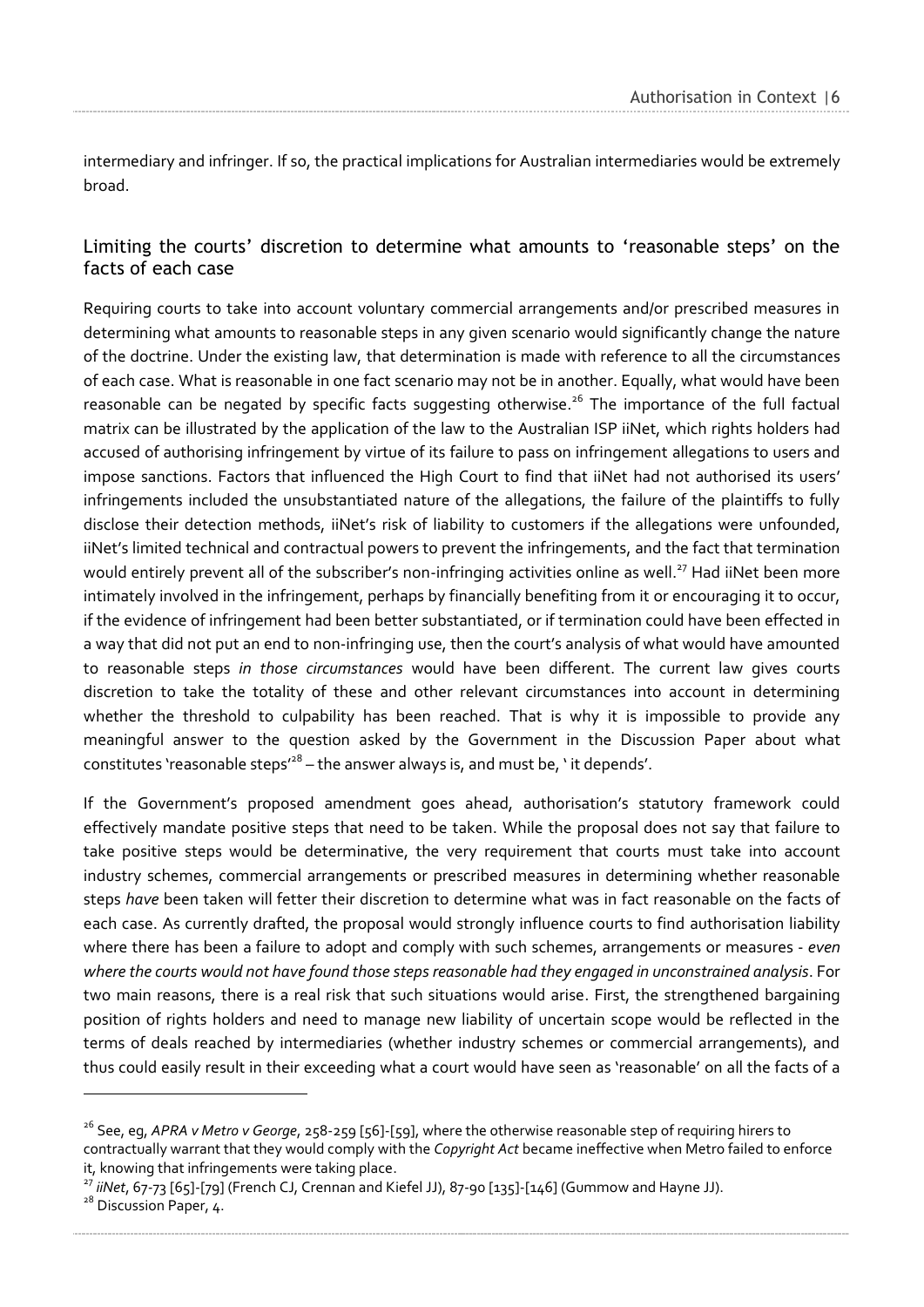intermediary and infringer. If so, the practical implications for Australian intermediaries would be extremely broad.

## Limiting the courts' discretion to determine what amounts to 'reasonable steps' on the facts of each case

Requiring courts to take into account voluntary commercial arrangements and/or prescribed measures in determining what amounts to reasonable steps in any given scenario would significantly change the nature of the doctrine. Under the existing law, that determination is made with reference to all the circumstances of each case. What is reasonable in one fact scenario may not be in another. Equally, what would have been reasonable can be negated by specific facts suggesting otherwise.[26] The importance of the full factual matrix can be illustrated by the application of the law to the Australian ISP iiNet, which rights holders had accused of authorising infringement by virtue of its failure to pass on infringement allegations to users and impose sanctions. Factors that influenced the High Court to find that iiNet had not authorised its users' infringements included the unsubstantiated nature of the allegations, the failure of the plaintiffs to fully disclose their detection methods, iiNet's risk of liability to customers if the allegations were unfounded, iiNet's limited technical and contractual powers to prevent the infringements, and the fact that termination would entirely prevent all of the subscriber's non-infringing activities online as well.[27] Had iiNet been more intimately involved in the infringement, perhaps by financially benefiting from it or encouraging it to occur, if the evidence of infringement had been better substantiated, or if termination could have been effected in a way that did not put an end to non-infringing use, then the court's analysis of what would have amounted to reasonable steps *in those circumstances* would have been different. The current law gives courts discretion to take the totality of these and other relevant circumstances into account in determining whether the threshold to culpability has been reached. That is why it is impossible to provide any meaningful answer to the question asked by the Government in the Discussion Paper about what constitutes 'reasonable steps'[28] – the answer always is, and must be, ' it depends'.

If the Government's proposed amendment goes ahead, authorisation's statutory framework could effectively mandate positive steps that need to be taken. While the proposal does not say that failure to take positive steps would be determinative, the very requirement that courts must take into account industry schemes, commercial arrangements or prescribed measures in determining whether reasonable steps *have* been taken will fetter their discretion to determine what was in fact reasonable on the facts of each case. As currently drafted, the proposal would strongly influence courts to find authorisation liability where there has been a failure to adopt and comply with such schemes, arrangements or measures - *even where the courts would not have found those steps reasonable had they engaged in unconstrained analysis*. For two main reasons, there is a real risk that such situations would arise. First, the strengthened bargaining position of rights holders and need to manage new liability of uncertain scope would be reflected in the terms of deals reached by intermediaries (whether industry schemes or commercial arrangements), and thus could easily result in their exceeding what a court would have seen as 'reasonable' on all the facts of a

---

[26] See, eg, *APRA v Metro v George*, 258-259 [56]-[59], where the otherwise reasonable step of requiring hirers to contractually warrant that they would comply with the *Copyright Act* became ineffective when Metro failed to enforce it, knowing that infringements were taking place.

[27] *iiNet*, 67-73 [65]-[79] (French CJ, Crennan and Kiefel JJ), 87-90 [135]-[146] (Gummow and Hayne JJ).

[28] Discussion Paper, 4.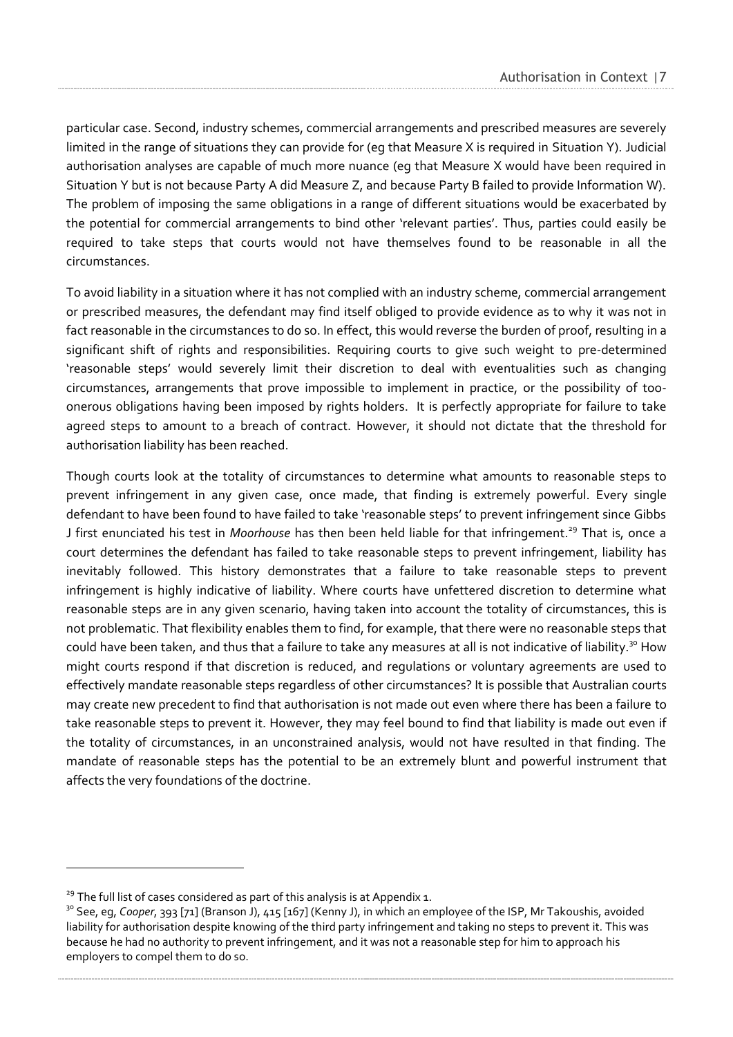particular case. Second, industry schemes, commercial arrangements and prescribed measures are severely limited in the range of situations they can provide for (eg that Measure X is required in Situation Y). Judicial authorisation analyses are capable of much more nuance (eg that Measure X would have been required in Situation Y but is not because Party A did Measure Z, and because Party B failed to provide Information W). The problem of imposing the same obligations in a range of different situations would be exacerbated by the potential for commercial arrangements to bind other 'relevant parties'. Thus, parties could easily be required to take steps that courts would not have themselves found to be reasonable in all the circumstances.

To avoid liability in a situation where it has not complied with an industry scheme, commercial arrangement or prescribed measures, the defendant may find itself obliged to provide evidence as to why it was not in fact reasonable in the circumstances to do so. In effect, this would reverse the burden of proof, resulting in a significant shift of rights and responsibilities. Requiring courts to give such weight to pre-determined 'reasonable steps' would severely limit their discretion to deal with eventualities such as changing circumstances, arrangements that prove impossible to implement in practice, or the possibility of too-onerous obligations having been imposed by rights holders. It is perfectly appropriate for failure to take agreed steps to amount to a breach of contract. However, it should not dictate that the threshold for authorisation liability has been reached.

Though courts look at the totality of circumstances to determine what amounts to reasonable steps to prevent infringement in any given case, once made, that finding is extremely powerful. Every single defendant to have been found to have failed to take 'reasonable steps' to prevent infringement since Gibbs J first enunciated his test in *Moorhouse* has then been held liable for that infringement.[29] That is, once a court determines the defendant has failed to take reasonable steps to prevent infringement, liability has inevitably followed. This history demonstrates that a failure to take reasonable steps to prevent infringement is highly indicative of liability. Where courts have unfettered discretion to determine what reasonable steps are in any given scenario, having taken into account the totality of circumstances, this is not problematic. That flexibility enables them to find, for example, that there were no reasonable steps that could have been taken, and thus that a failure to take any measures at all is not indicative of liability.[30] How might courts respond if that discretion is reduced, and regulations or voluntary agreements are used to effectively mandate reasonable steps regardless of other circumstances? It is possible that Australian courts may create new precedent to find that authorisation is not made out even where there has been a failure to take reasonable steps to prevent it. However, they may feel bound to find that liability is made out even if the totality of circumstances, in an unconstrained analysis, would not have resulted in that finding. The mandate of reasonable steps has the potential to be an extremely blunt and powerful instrument that affects the very foundations of the doctrine.

---

[29] The full list of cases considered as part of this analysis is at Appendix 1.

[30] See, eg, *Cooper*, 393 [71] (Branson J), 415 [167] (Kenny J), in which an employee of the ISP, Mr Takoushis, avoided liability for authorisation despite knowing of the third party infringement and taking no steps to prevent it. This was because he had no authority to prevent infringement, and it was not a reasonable step for him to approach his employers to compel them to do so.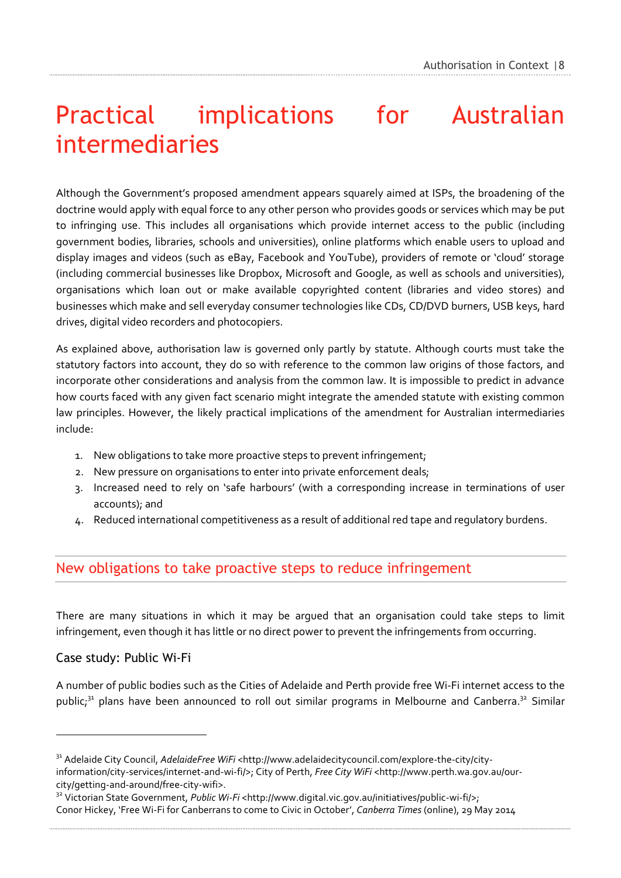# Practical implications for Australian intermediaries

Although the Government's proposed amendment appears squarely aimed at ISPs, the broadening of the doctrine would apply with equal force to any other person who provides goods or services which may be put to infringing use. This includes all organisations which provide internet access to the public (including government bodies, libraries, schools and universities), online platforms which enable users to upload and display images and videos (such as eBay, Facebook and YouTube), providers of remote or 'cloud' storage (including commercial businesses like Dropbox, Microsoft and Google, as well as schools and universities), organisations which loan out or make available copyrighted content (libraries and video stores) and businesses which make and sell everyday consumer technologies like CDs, CD/DVD burners, USB keys, hard drives, digital video recorders and photocopiers.

As explained above, authorisation law is governed only partly by statute. Although courts must take the statutory factors into account, they do so with reference to the common law origins of those factors, and incorporate other considerations and analysis from the common law. It is impossible to predict in advance how courts faced with any given fact scenario might integrate the amended statute with existing common law principles. However, the likely practical implications of the amendment for Australian intermediaries include:

1. New obligations to take more proactive steps to prevent infringement;
2. New pressure on organisations to enter into private enforcement deals;
3. Increased need to rely on 'safe harbours' (with a corresponding increase in terminations of user accounts); and
4. Reduced international competitiveness as a result of additional red tape and regulatory burdens.

## New obligations to take proactive steps to reduce infringement

There are many situations in which it may be argued that an organisation could take steps to limit infringement, even though it has little or no direct power to prevent the infringements from occurring.

### Case study: Public Wi-Fi

A number of public bodies such as the Cities of Adelaide and Perth provide free Wi-Fi internet access to the public;[31] plans have been announced to roll out similar programs in Melbourne and Canberra.[32] Similar

---

[31] Adelaide City Council, *AdelaideFree WiFi* <http://www.adelaidecitycouncil.com/explore-the-city/city-information/city-services/internet-and-wi-fi/>; City of Perth, *Free City WiFi* <http://www.perth.wa.gov.au/our-city/getting-and-around/free-city-wifi>.

[32] Victorian State Government, *Public Wi-Fi* <http://www.digital.vic.gov.au/initiatives/public-wi-fi/>; Conor Hickey, 'Free Wi-Fi for Canberrans to come to Civic in October', *Canberra Times* (online), 29 May 2014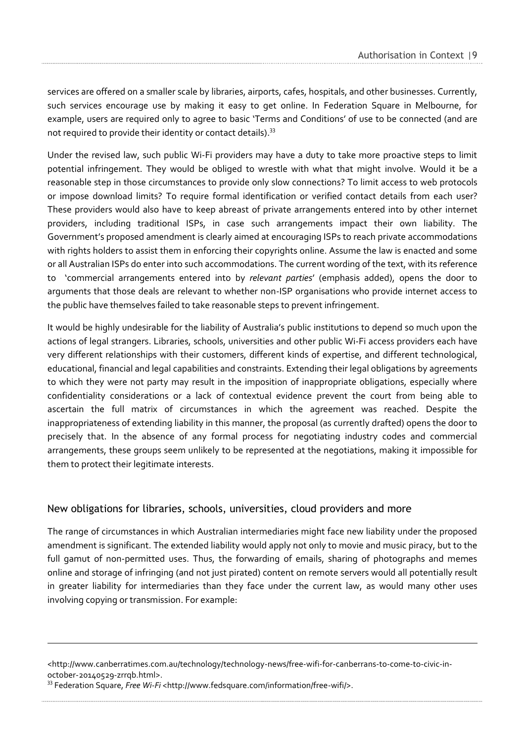services are offered on a smaller scale by libraries, airports, cafes, hospitals, and other businesses. Currently, such services encourage use by making it easy to get online. In Federation Square in Melbourne, for example, users are required only to agree to basic 'Terms and Conditions' of use to be connected (and are not required to provide their identity or contact details).[33]

Under the revised law, such public Wi-Fi providers may have a duty to take more proactive steps to limit potential infringement. They would be obliged to wrestle with what that might involve. Would it be a reasonable step in those circumstances to provide only slow connections? To limit access to web protocols or impose download limits? To require formal identification or verified contact details from each user? These providers would also have to keep abreast of private arrangements entered into by other internet providers, including traditional ISPs, in case such arrangements impact their own liability. The Government's proposed amendment is clearly aimed at encouraging ISPs to reach private accommodations with rights holders to assist them in enforcing their copyrights online. Assume the law is enacted and some or all Australian ISPs do enter into such accommodations. The current wording of the text, with its reference to 'commercial arrangements entered into by *relevant parties*' (emphasis added), opens the door to arguments that those deals are relevant to whether non-ISP organisations who provide internet access to the public have themselves failed to take reasonable steps to prevent infringement.

It would be highly undesirable for the liability of Australia's public institutions to depend so much upon the actions of legal strangers. Libraries, schools, universities and other public Wi-Fi access providers each have very different relationships with their customers, different kinds of expertise, and different technological, educational, financial and legal capabilities and constraints. Extending their legal obligations by agreements to which they were not party may result in the imposition of inappropriate obligations, especially where confidentiality considerations or a lack of contextual evidence prevent the court from being able to ascertain the full matrix of circumstances in which the agreement was reached. Despite the inappropriateness of extending liability in this manner, the proposal (as currently drafted) opens the door to precisely that. In the absence of any formal process for negotiating industry codes and commercial arrangements, these groups seem unlikely to be represented at the negotiations, making it impossible for them to protect their legitimate interests.

## New obligations for libraries, schools, universities, cloud providers and more

The range of circumstances in which Australian intermediaries might face new liability under the proposed amendment is significant. The extended liability would apply not only to movie and music piracy, but to the full gamut of non-permitted uses. Thus, the forwarding of emails, sharing of photographs and memes online and storage of infringing (and not just pirated) content on remote servers would all potentially result in greater liability for intermediaries than they face under the current law, as would many other uses involving copying or transmission. For example:

---

<http://www.canberratimes.com.au/technology/technology-news/free-wifi-for-canberrans-to-come-to-civic-in-october-20140529-zrrqb.html>.

[33] Federation Square, *Free Wi-Fi* <http://www.fedsquare.com/information/free-wifi/>.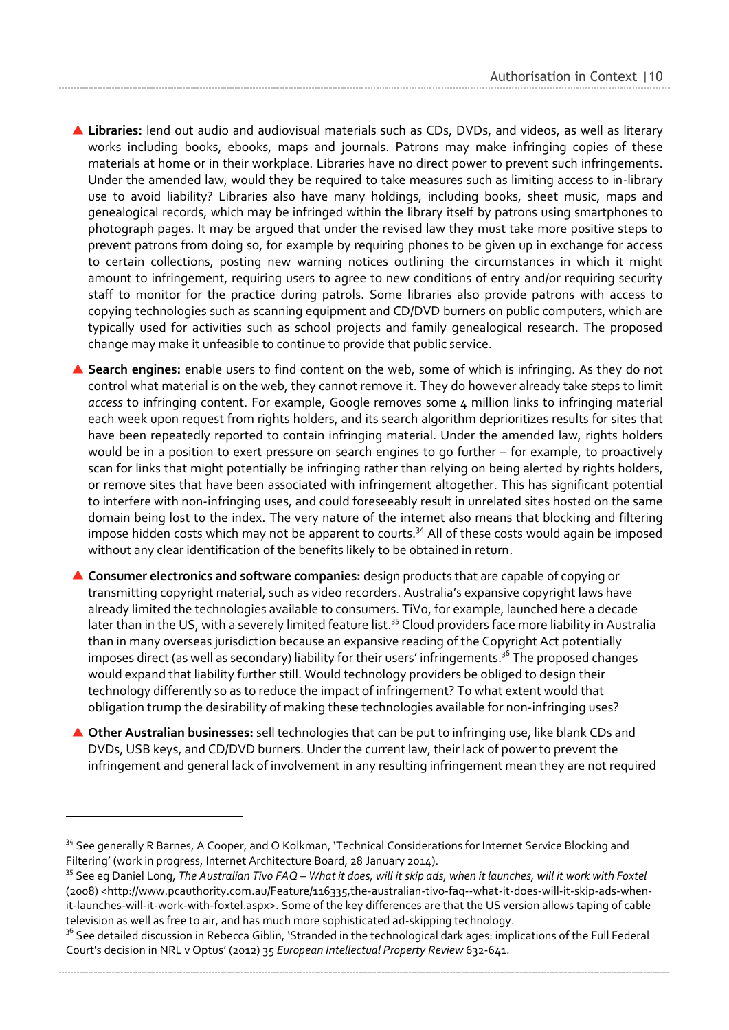- **Libraries:** lend out audio and audiovisual materials such as CDs, DVDs, and videos, as well as literary works including books, ebooks, maps and journals. Patrons may make infringing copies of these materials at home or in their workplace. Libraries have no direct power to prevent such infringements. Under the amended law, would they be required to take measures such as limiting access to in-library use to avoid liability? Libraries also have many holdings, including books, sheet music, maps and genealogical records, which may be infringed within the library itself by patrons using smartphones to photograph pages. It may be argued that under the revised law they must take more positive steps to prevent patrons from doing so, for example by requiring phones to be given up in exchange for access to certain collections, posting new warning notices outlining the circumstances in which it might amount to infringement, requiring users to agree to new conditions of entry and/or requiring security staff to monitor for the practice during patrols. Some libraries also provide patrons with access to copying technologies such as scanning equipment and CD/DVD burners on public computers, which are typically used for activities such as school projects and family genealogical research. The proposed change may make it unfeasible to continue to provide that public service.

- **Search engines:** enable users to find content on the web, some of which is infringing. As they do not control what material is on the web, they cannot remove it. They do however already take steps to limit *access* to infringing content. For example, Google removes some 4 million links to infringing material each week upon request from rights holders, and its search algorithm deprioritizes results for sites that have been repeatedly reported to contain infringing material. Under the amended law, rights holders would be in a position to exert pressure on search engines to go further – for example, to proactively scan for links that might potentially be infringing rather than relying on being alerted by rights holders, or remove sites that have been associated with infringement altogether. This has significant potential to interfere with non-infringing uses, and could foreseeably result in unrelated sites hosted on the same domain being lost to the index. The very nature of the internet also means that blocking and filtering impose hidden costs which may not be apparent to courts.[34] All of these costs would again be imposed without any clear identification of the benefits likely to be obtained in return.

- **Consumer electronics and software companies:** design products that are capable of copying or transmitting copyright material, such as video recorders. Australia's expansive copyright laws have already limited the technologies available to consumers. TiVo, for example, launched here a decade later than in the US, with a severely limited feature list.[35] Cloud providers face more liability in Australia than in many overseas jurisdiction because an expansive reading of the Copyright Act potentially imposes direct (as well as secondary) liability for their users' infringements.[36] The proposed changes would expand that liability further still. Would technology providers be obliged to design their technology differently so as to reduce the impact of infringement? To what extent would that obligation trump the desirability of making these technologies available for non-infringing uses?

- **Other Australian businesses:** sell technologies that can be put to infringing use, like blank CDs and DVDs, USB keys, and CD/DVD burners. Under the current law, their lack of power to prevent the infringement and general lack of involvement in any resulting infringement mean they are not required

---

[34] See generally R Barnes, A Cooper, and O Kolkman, 'Technical Considerations for Internet Service Blocking and Filtering' (work in progress, Internet Architecture Board, 28 January 2014).

[35] See eg Daniel Long, *The Australian Tivo FAQ – What it does, will it skip ads, when it launches, will it work with Foxtel* (2008) <http://www.pcauthority.com.au/Feature/116335,the-australian-tivo-faq--what-it-does-will-it-skip-ads-when-it-launches-will-it-work-with-foxtel.aspx>. Some of the key differences are that the US version allows taping of cable television as well as free to air, and has much more sophisticated ad-skipping technology.

[36] See detailed discussion in Rebecca Giblin, 'Stranded in the technological dark ages: implications of the Full Federal Court's decision in NRL v Optus' (2012) 35 *European Intellectual Property Review* 632-641.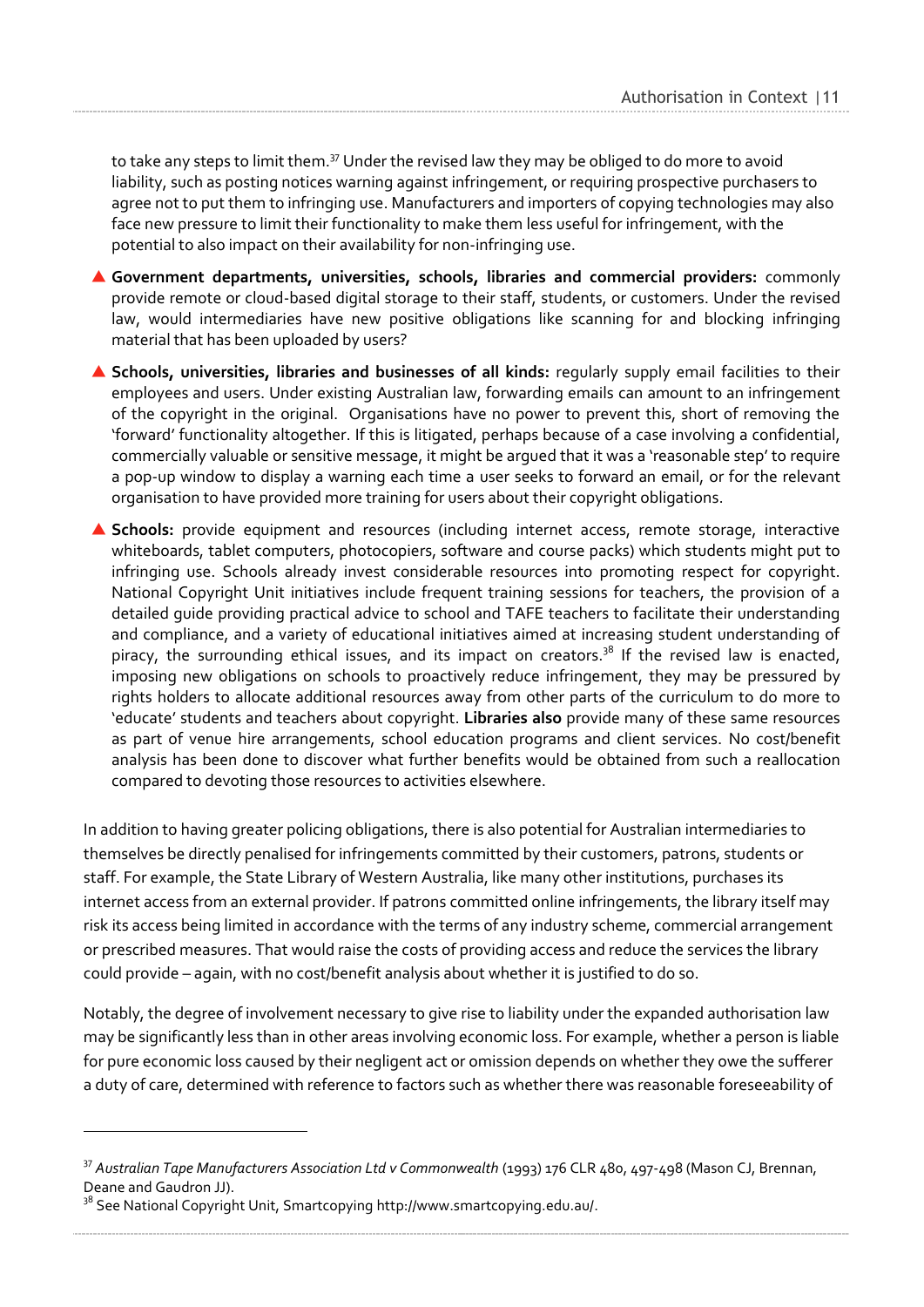to take any steps to limit them.[37] Under the revised law they may be obliged to do more to avoid liability, such as posting notices warning against infringement, or requiring prospective purchasers to agree not to put them to infringing use. Manufacturers and importers of copying technologies may also face new pressure to limit their functionality to make them less useful for infringement, with the potential to also impact on their availability for non-infringing use.

- **Government departments, universities, schools, libraries and commercial providers:** commonly provide remote or cloud-based digital storage to their staff, students, or customers. Under the revised law, would intermediaries have new positive obligations like scanning for and blocking infringing material that has been uploaded by users?

- **Schools, universities, libraries and businesses of all kinds:** regularly supply email facilities to their employees and users. Under existing Australian law, forwarding emails can amount to an infringement of the copyright in the original. Organisations have no power to prevent this, short of removing the 'forward' functionality altogether. If this is litigated, perhaps because of a case involving a confidential, commercially valuable or sensitive message, it might be argued that it was a 'reasonable step' to require a pop-up window to display a warning each time a user seeks to forward an email, or for the relevant organisation to have provided more training for users about their copyright obligations.

- **Schools:** provide equipment and resources (including internet access, remote storage, interactive whiteboards, tablet computers, photocopiers, software and course packs) which students might put to infringing use. Schools already invest considerable resources into promoting respect for copyright. National Copyright Unit initiatives include frequent training sessions for teachers, the provision of a detailed guide providing practical advice to school and TAFE teachers to facilitate their understanding and compliance, and a variety of educational initiatives aimed at increasing student understanding of piracy, the surrounding ethical issues, and its impact on creators.[38] If the revised law is enacted, imposing new obligations on schools to proactively reduce infringement, they may be pressured by rights holders to allocate additional resources away from other parts of the curriculum to do more to 'educate' students and teachers about copyright. **Libraries also** provide many of these same resources as part of venue hire arrangements, school education programs and client services. No cost/benefit analysis has been done to discover what further benefits would be obtained from such a reallocation compared to devoting those resources to activities elsewhere.

In addition to having greater policing obligations, there is also potential for Australian intermediaries to themselves be directly penalised for infringements committed by their customers, patrons, students or staff. For example, the State Library of Western Australia, like many other institutions, purchases its internet access from an external provider. If patrons committed online infringements, the library itself may risk its access being limited in accordance with the terms of any industry scheme, commercial arrangement or prescribed measures. That would raise the costs of providing access and reduce the services the library could provide – again, with no cost/benefit analysis about whether it is justified to do so.

Notably, the degree of involvement necessary to give rise to liability under the expanded authorisation law may be significantly less than in other areas involving economic loss. For example, whether a person is liable for pure economic loss caused by their negligent act or omission depends on whether they owe the sufferer a duty of care, determined with reference to factors such as whether there was reasonable foreseeability of

---

[37] *Australian Tape Manufacturers Association Ltd v Commonwealth* (1993) 176 CLR 480, 497-498 (Mason CJ, Brennan, Deane and Gaudron JJ).

[38] See National Copyright Unit, Smartcopying http://www.smartcopying.edu.au/.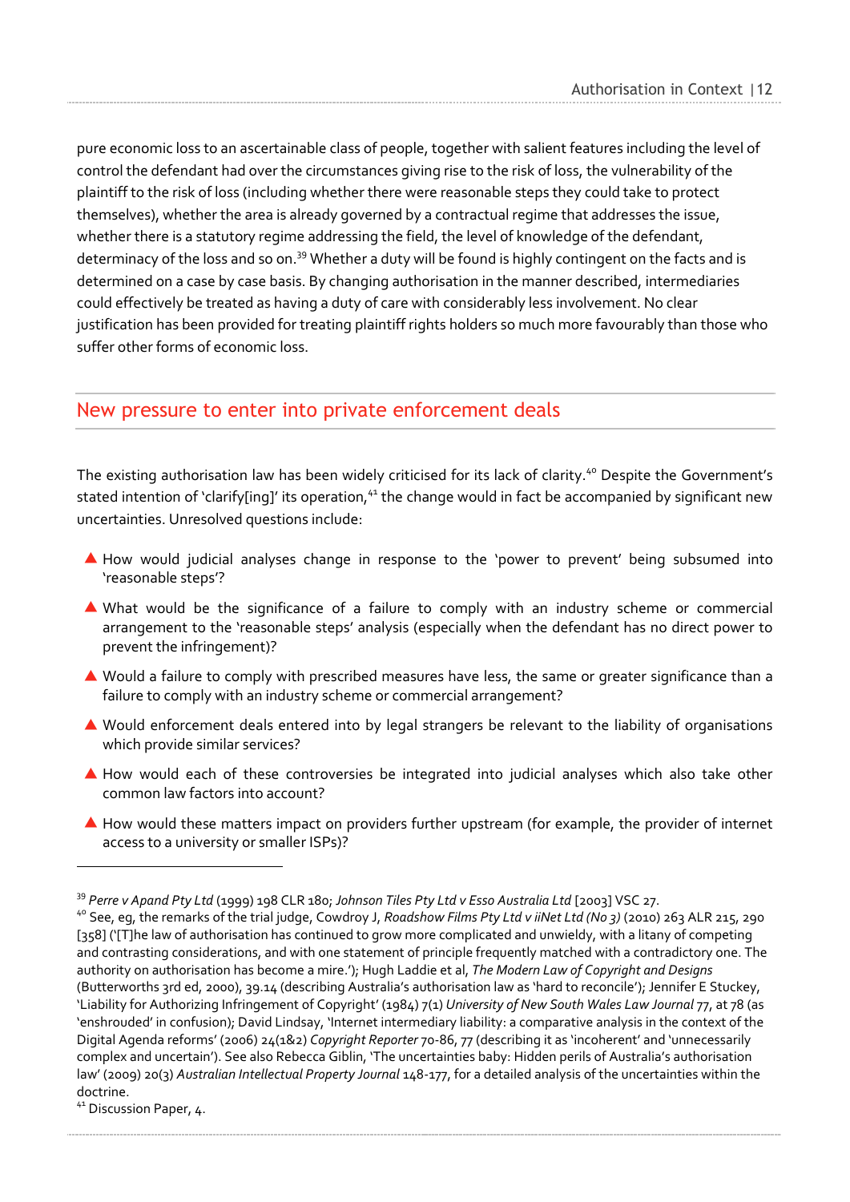pure economic loss to an ascertainable class of people, together with salient features including the level of control the defendant had over the circumstances giving rise to the risk of loss, the vulnerability of the plaintiff to the risk of loss (including whether there were reasonable steps they could take to protect themselves), whether the area is already governed by a contractual regime that addresses the issue, whether there is a statutory regime addressing the field, the level of knowledge of the defendant, determinacy of the loss and so on.[39] Whether a duty will be found is highly contingent on the facts and is determined on a case by case basis. By changing authorisation in the manner described, intermediaries could effectively be treated as having a duty of care with considerably less involvement. No clear justification has been provided for treating plaintiff rights holders so much more favourably than those who suffer other forms of economic loss.

## New pressure to enter into private enforcement deals

The existing authorisation law has been widely criticised for its lack of clarity.[40] Despite the Government's stated intention of 'clarify[ing]' its operation,[41] the change would in fact be accompanied by significant new uncertainties. Unresolved questions include:

- How would judicial analyses change in response to the 'power to prevent' being subsumed into 'reasonable steps'?
- What would be the significance of a failure to comply with an industry scheme or commercial arrangement to the 'reasonable steps' analysis (especially when the defendant has no direct power to prevent the infringement)?
- Would a failure to comply with prescribed measures have less, the same or greater significance than a failure to comply with an industry scheme or commercial arrangement?
- Would enforcement deals entered into by legal strangers be relevant to the liability of organisations which provide similar services?
- How would each of these controversies be integrated into judicial analyses which also take other common law factors into account?
- How would these matters impact on providers further upstream (for example, the provider of internet access to a university or smaller ISPs)?

---

[39] *Perre v Apand Pty Ltd* (1999) 198 CLR 180; *Johnson Tiles Pty Ltd v Esso Australia Ltd* [2003] VSC 27.

[40] See, eg, the remarks of the trial judge, Cowdroy J, *Roadshow Films Pty Ltd v iiNet Ltd (No 3)* (2010) 263 ALR 215, 290 [358] ('[T]he law of authorisation has continued to grow more complicated and unwieldy, with a litany of competing and contrasting considerations, and with one statement of principle frequently matched with a contradictory one. The authority on authorisation has become a mire.'); Hugh Laddie et al, *The Modern Law of Copyright and Designs* (Butterworths 3rd ed, 2000), 39.14 (describing Australia's authorisation law as 'hard to reconcile'); Jennifer E Stuckey, 'Liability for Authorizing Infringement of Copyright' (1984) 7(1) *University of New South Wales Law Journal* 77, at 78 (as 'enshrouded' in confusion); David Lindsay, 'Internet intermediary liability: a comparative analysis in the context of the Digital Agenda reforms' (2006) 24(1&2) *Copyright Reporter* 70-86, 77 (describing it as 'incoherent' and 'unnecessarily complex and uncertain'). See also Rebecca Giblin, 'The uncertainties baby: Hidden perils of Australia's authorisation law' (2009) 20(3) *Australian Intellectual Property Journal* 148-177, for a detailed analysis of the uncertainties within the doctrine.

[41] Discussion Paper, 4.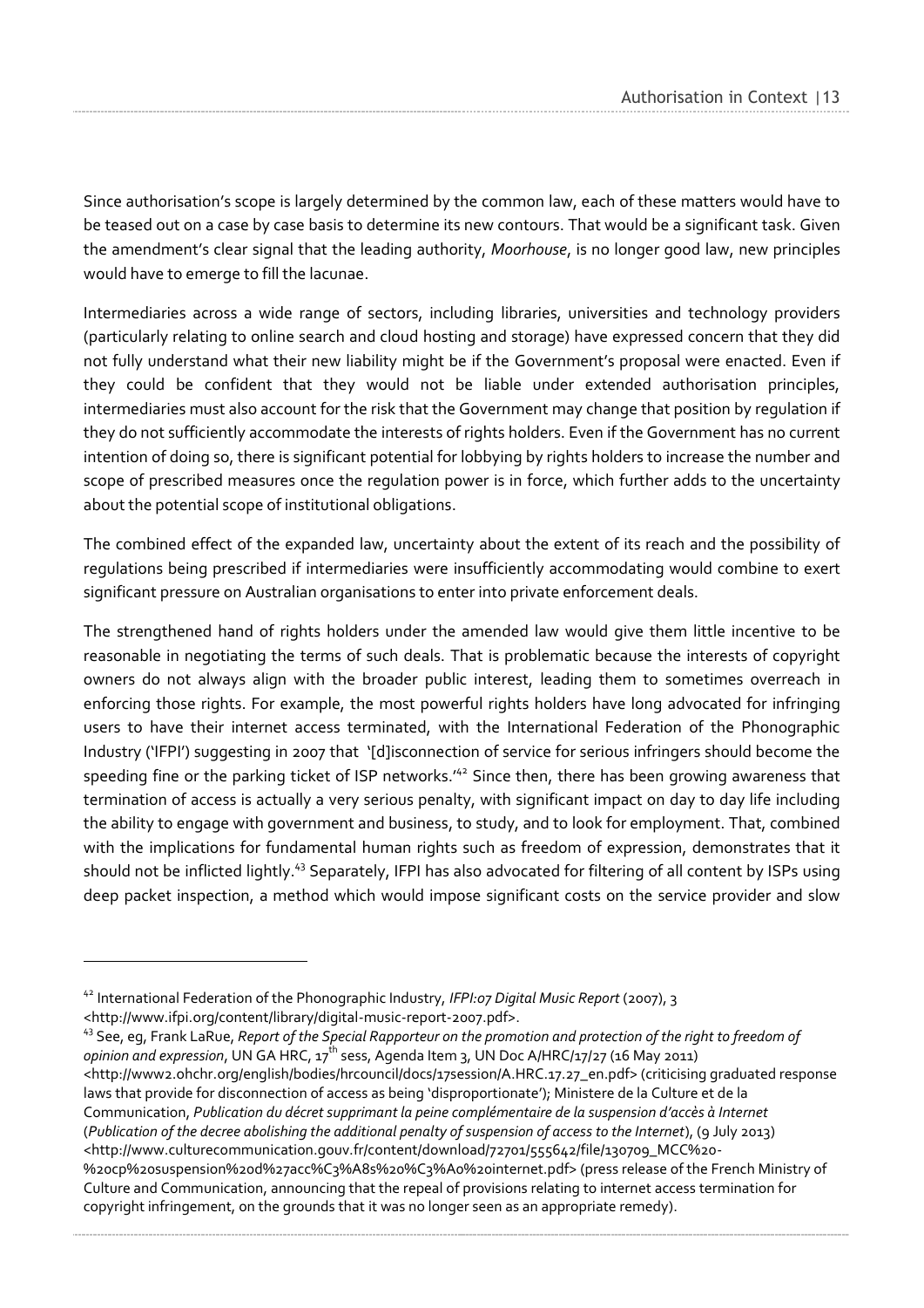Since authorisation's scope is largely determined by the common law, each of these matters would have to be teased out on a case by case basis to determine its new contours. That would be a significant task. Given the amendment's clear signal that the leading authority, *Moorhouse*, is no longer good law, new principles would have to emerge to fill the lacunae.

Intermediaries across a wide range of sectors, including libraries, universities and technology providers (particularly relating to online search and cloud hosting and storage) have expressed concern that they did not fully understand what their new liability might be if the Government's proposal were enacted. Even if they could be confident that they would not be liable under extended authorisation principles, intermediaries must also account for the risk that the Government may change that position by regulation if they do not sufficiently accommodate the interests of rights holders. Even if the Government has no current intention of doing so, there is significant potential for lobbying by rights holders to increase the number and scope of prescribed measures once the regulation power is in force, which further adds to the uncertainty about the potential scope of institutional obligations.

The combined effect of the expanded law, uncertainty about the extent of its reach and the possibility of regulations being prescribed if intermediaries were insufficiently accommodating would combine to exert significant pressure on Australian organisations to enter into private enforcement deals.

The strengthened hand of rights holders under the amended law would give them little incentive to be reasonable in negotiating the terms of such deals. That is problematic because the interests of copyright owners do not always align with the broader public interest, leading them to sometimes overreach in enforcing those rights. For example, the most powerful rights holders have long advocated for infringing users to have their internet access terminated, with the International Federation of the Phonographic Industry ('IFPI') suggesting in 2007 that '[d]isconnection of service for serious infringers should become the speeding fine or the parking ticket of ISP networks.'[42] Since then, there has been growing awareness that termination of access is actually a very serious penalty, with significant impact on day to day life including the ability to engage with government and business, to study, and to look for employment. That, combined with the implications for fundamental human rights such as freedom of expression, demonstrates that it should not be inflicted lightly.[43] Separately, IFPI has also advocated for filtering of all content by ISPs using deep packet inspection, a method which would impose significant costs on the service provider and slow

---

[42] International Federation of the Phonographic Industry, *IFPI:07 Digital Music Report* (2007), 3 <http://www.ifpi.org/content/library/digital-music-report-2007.pdf>.

[43] See, eg, Frank LaRue, *Report of the Special Rapporteur on the promotion and protection of the right to freedom of opinion and expression*, UN GA HRC, 17th sess, Agenda Item 3, UN Doc A/HRC/17/27 (16 May 2011) <http://www2.ohchr.org/english/bodies/hrcouncil/docs/17session/A.HRC.17.27_en.pdf> (criticising graduated response laws that provide for disconnection of access as being 'disproportionate'); Ministere de la Culture et de la Communication, *Publication du décret supprimant la peine complémentaire de la suspension d'accès à Internet* (*Publication of the decree abolishing the additional penalty of suspension of access to the Internet*), (9 July 2013) <http://www.culturecommunication.gouv.fr/content/download/72701/555642/file/130709_MCC%20-%20cp%20suspension%20d%27acc%C3%A8s%20%C3%A0%20internet.pdf> (press release of the French Ministry of Culture and Communication, announcing that the repeal of provisions relating to internet access termination for copyright infringement, on the grounds that it was no longer seen as an appropriate remedy).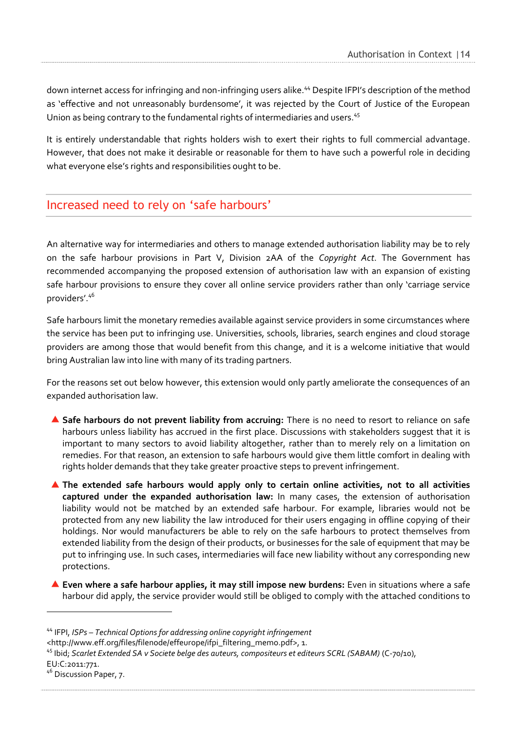down internet access for infringing and non-infringing users alike.[44] Despite IFPI's description of the method as 'effective and not unreasonably burdensome', it was rejected by the Court of Justice of the European Union as being contrary to the fundamental rights of intermediaries and users.[45]

It is entirely understandable that rights holders wish to exert their rights to full commercial advantage. However, that does not make it desirable or reasonable for them to have such a powerful role in deciding what everyone else's rights and responsibilities ought to be.

## Increased need to rely on 'safe harbours'

An alternative way for intermediaries and others to manage extended authorisation liability may be to rely on the safe harbour provisions in Part V, Division 2AA of the *Copyright Act*. The Government has recommended accompanying the proposed extension of authorisation law with an expansion of existing safe harbour provisions to ensure they cover all online service providers rather than only 'carriage service providers'.[46]

Safe harbours limit the monetary remedies available against service providers in some circumstances where the service has been put to infringing use. Universities, schools, libraries, search engines and cloud storage providers are among those that would benefit from this change, and it is a welcome initiative that would bring Australian law into line with many of its trading partners.

For the reasons set out below however, this extension would only partly ameliorate the consequences of an expanded authorisation law.

- **Safe harbours do not prevent liability from accruing:** There is no need to resort to reliance on safe harbours unless liability has accrued in the first place. Discussions with stakeholders suggest that it is important to many sectors to avoid liability altogether, rather than to merely rely on a limitation on remedies. For that reason, an extension to safe harbours would give them little comfort in dealing with rights holder demands that they take greater proactive steps to prevent infringement.
- **The extended safe harbours would apply only to certain online activities, not to all activities captured under the expanded authorisation law:** In many cases, the extension of authorisation liability would not be matched by an extended safe harbour. For example, libraries would not be protected from any new liability the law introduced for their users engaging in offline copying of their holdings. Nor would manufacturers be able to rely on the safe harbours to protect themselves from extended liability from the design of their products, or businesses for the sale of equipment that may be put to infringing use. In such cases, intermediaries will face new liability without any corresponding new protections.
- **Even where a safe harbour applies, it may still impose new burdens:** Even in situations where a safe harbour did apply, the service provider would still be obliged to comply with the attached conditions to

---

[44] IFPI, *ISPs – Technical Options for addressing online copyright infringement* <http://www.eff.org/files/filenode/effeurope/ifpi_filtering_memo.pdf>, 1.

[45] Ibid; *Scarlet Extended SA v Societe belge des auteurs, compositeurs et editeurs SCRL (SABAM)* (C-70/10), EU:C:2011:771.

[46] Discussion Paper, 7.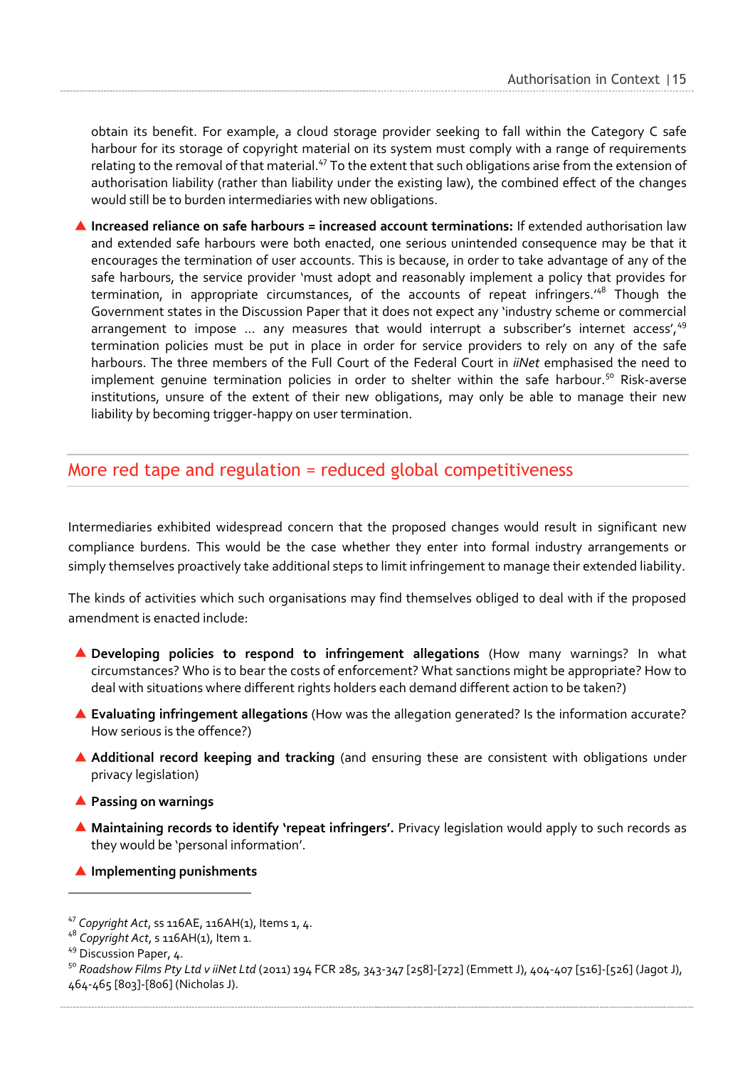obtain its benefit. For example, a cloud storage provider seeking to fall within the Category C safe harbour for its storage of copyright material on its system must comply with a range of requirements relating to the removal of that material.[47] To the extent that such obligations arise from the extension of authorisation liability (rather than liability under the existing law), the combined effect of the changes would still be to burden intermediaries with new obligations.

- **Increased reliance on safe harbours = increased account terminations:** If extended authorisation law and extended safe harbours were both enacted, one serious unintended consequence may be that it encourages the termination of user accounts. This is because, in order to take advantage of any of the safe harbours, the service provider 'must adopt and reasonably implement a policy that provides for termination, in appropriate circumstances, of the accounts of repeat infringers.'[48] Though the Government states in the Discussion Paper that it does not expect any 'industry scheme or commercial arrangement to impose … any measures that would interrupt a subscriber's internet access',[49] termination policies must be put in place in order for service providers to rely on any of the safe harbours. The three members of the Full Court of the Federal Court in *iiNet* emphasised the need to implement genuine termination policies in order to shelter within the safe harbour.[50] Risk-averse institutions, unsure of the extent of their new obligations, may only be able to manage their new liability by becoming trigger-happy on user termination.

## More red tape and regulation = reduced global competitiveness

Intermediaries exhibited widespread concern that the proposed changes would result in significant new compliance burdens. This would be the case whether they enter into formal industry arrangements or simply themselves proactively take additional steps to limit infringement to manage their extended liability.

The kinds of activities which such organisations may find themselves obliged to deal with if the proposed amendment is enacted include:

- **Developing policies to respond to infringement allegations** (How many warnings? In what circumstances? Who is to bear the costs of enforcement? What sanctions might be appropriate? How to deal with situations where different rights holders each demand different action to be taken?)
- **Evaluating infringement allegations** (How was the allegation generated? Is the information accurate? How serious is the offence?)
- **Additional record keeping and tracking** (and ensuring these are consistent with obligations under privacy legislation)
- **Passing on warnings**
- **Maintaining records to identify 'repeat infringers'.** Privacy legislation would apply to such records as they would be 'personal information'.
- **Implementing punishments**

---

[47] *Copyright Act*, ss 116AE, 116AH(1), Items 1, 4.
[48] *Copyright Act*, s 116AH(1), Item 1.
[49] Discussion Paper, 4.
[50] *Roadshow Films Pty Ltd v iiNet Ltd* (2011) 194 FCR 285, 343-347 [258]-[272] (Emmett J), 404-407 [516]-[526] (Jagot J), 464-465 [803]-[806] (Nicholas J).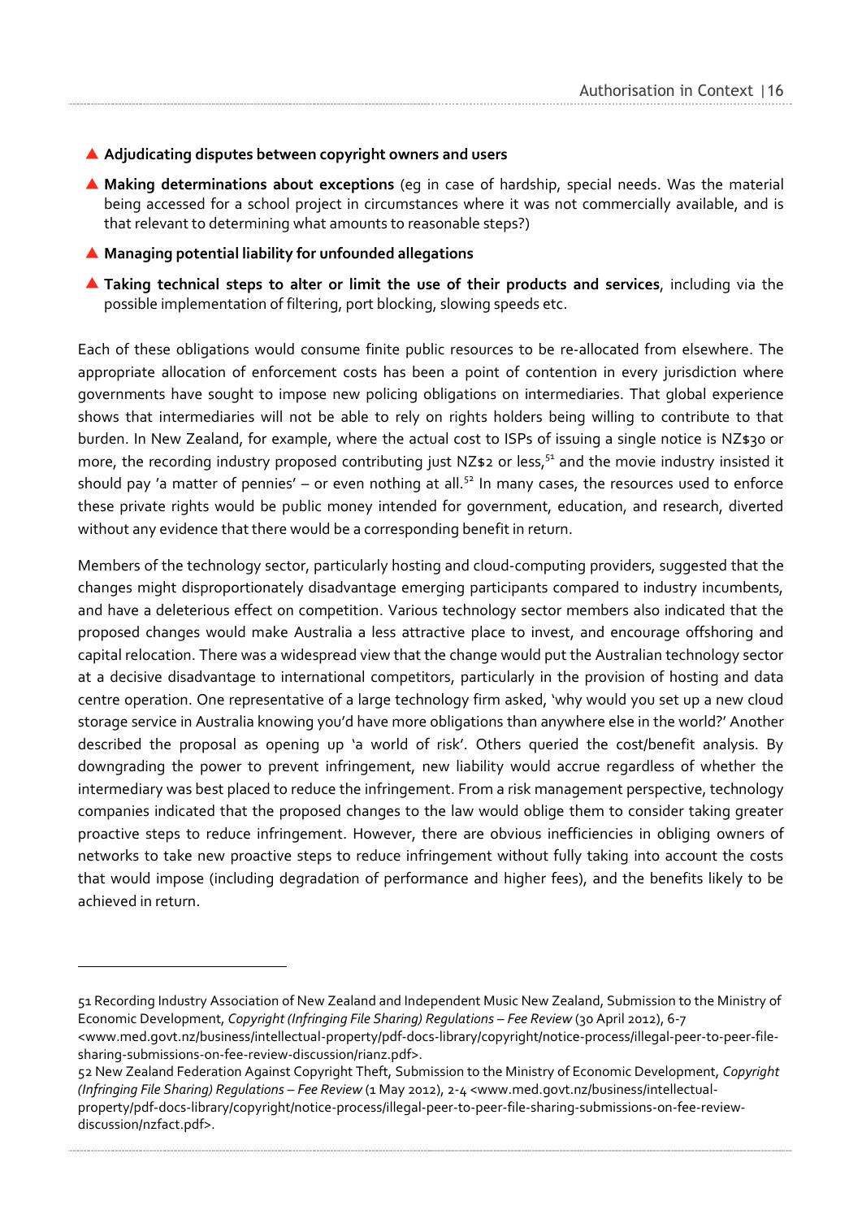- **Adjudicating disputes between copyright owners and users**
- **Making determinations about exceptions** (eg in case of hardship, special needs. Was the material being accessed for a school project in circumstances where it was not commercially available, and is that relevant to determining what amounts to reasonable steps?)
- **Managing potential liability for unfounded allegations**
- **Taking technical steps to alter or limit the use of their products and services**, including via the possible implementation of filtering, port blocking, slowing speeds etc.

Each of these obligations would consume finite public resources to be re-allocated from elsewhere. The appropriate allocation of enforcement costs has been a point of contention in every jurisdiction where governments have sought to impose new policing obligations on intermediaries. That global experience shows that intermediaries will not be able to rely on rights holders being willing to contribute to that burden. In New Zealand, for example, where the actual cost to ISPs of issuing a single notice is NZ$30 or more, the recording industry proposed contributing just NZ$2 or less,[51] and the movie industry insisted it should pay 'a matter of pennies' – or even nothing at all.[52] In many cases, the resources used to enforce these private rights would be public money intended for government, education, and research, diverted without any evidence that there would be a corresponding benefit in return.

Members of the technology sector, particularly hosting and cloud-computing providers, suggested that the changes might disproportionately disadvantage emerging participants compared to industry incumbents, and have a deleterious effect on competition. Various technology sector members also indicated that the proposed changes would make Australia a less attractive place to invest, and encourage offshoring and capital relocation. There was a widespread view that the change would put the Australian technology sector at a decisive disadvantage to international competitors, particularly in the provision of hosting and data centre operation. One representative of a large technology firm asked, 'why would you set up a new cloud storage service in Australia knowing you'd have more obligations than anywhere else in the world?' Another described the proposal as opening up 'a world of risk'. Others queried the cost/benefit analysis. By downgrading the power to prevent infringement, new liability would accrue regardless of whether the intermediary was best placed to reduce the infringement. From a risk management perspective, technology companies indicated that the proposed changes to the law would oblige them to consider taking greater proactive steps to reduce infringement. However, there are obvious inefficiencies in obliging owners of networks to take new proactive steps to reduce infringement without fully taking into account the costs that would impose (including degradation of performance and higher fees), and the benefits likely to be achieved in return.

---

51 Recording Industry Association of New Zealand and Independent Music New Zealand, Submission to the Ministry of Economic Development, *Copyright (Infringing File Sharing) Regulations – Fee Review* (30 April 2012), 6-7 <www.med.govt.nz/business/intellectual-property/pdf-docs-library/copyright/notice-process/illegal-peer-to-peer-file-sharing-submissions-on-fee-review-discussion/rianz.pdf>.

52 New Zealand Federation Against Copyright Theft, Submission to the Ministry of Economic Development, *Copyright (Infringing File Sharing) Regulations – Fee Review* (1 May 2012), 2-4 <www.med.govt.nz/business/intellectual-property/pdf-docs-library/copyright/notice-process/illegal-peer-to-peer-file-sharing-submissions-on-fee-review-discussion/nzfact.pdf>.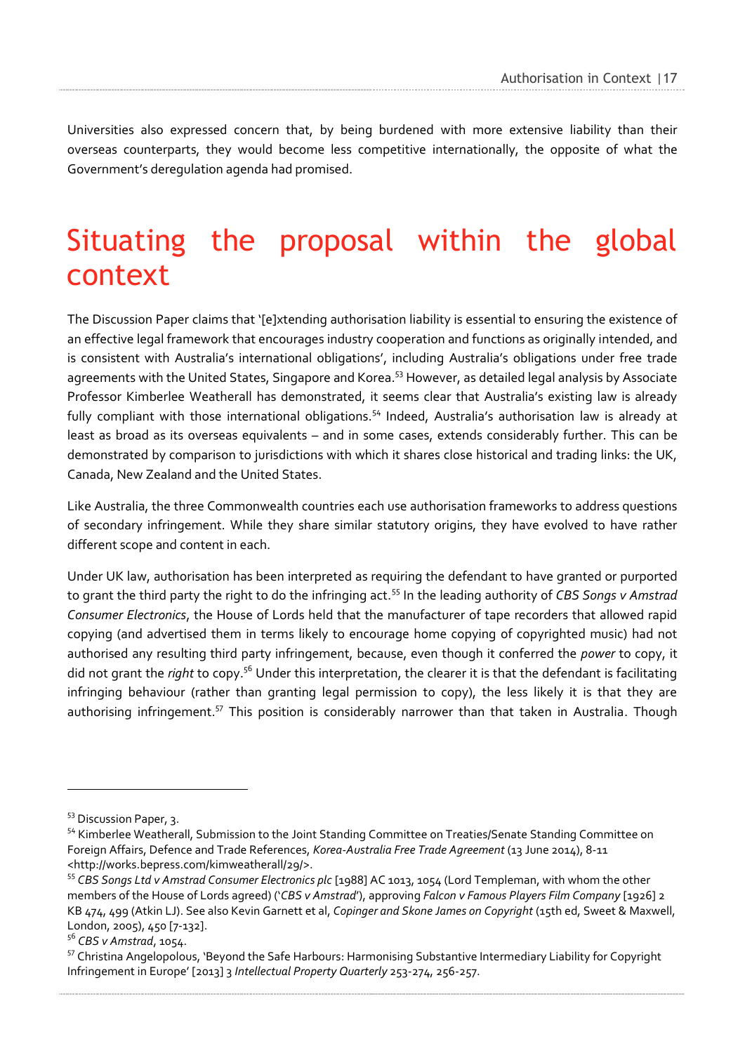Universities also expressed concern that, by being burdened with more extensive liability than their overseas counterparts, they would become less competitive internationally, the opposite of what the Government's deregulation agenda had promised.

# Situating the proposal within the global context

The Discussion Paper claims that '[e]xtending authorisation liability is essential to ensuring the existence of an effective legal framework that encourages industry cooperation and functions as originally intended, and is consistent with Australia's international obligations', including Australia's obligations under free trade agreements with the United States, Singapore and Korea.[53] However, as detailed legal analysis by Associate Professor Kimberlee Weatherall has demonstrated, it seems clear that Australia's existing law is already fully compliant with those international obligations.[54] Indeed, Australia's authorisation law is already at least as broad as its overseas equivalents – and in some cases, extends considerably further. This can be demonstrated by comparison to jurisdictions with which it shares close historical and trading links: the UK, Canada, New Zealand and the United States.

Like Australia, the three Commonwealth countries each use authorisation frameworks to address questions of secondary infringement. While they share similar statutory origins, they have evolved to have rather different scope and content in each.

Under UK law, authorisation has been interpreted as requiring the defendant to have granted or purported to grant the third party the right to do the infringing act.[55] In the leading authority of *CBS Songs v Amstrad Consumer Electronics*, the House of Lords held that the manufacturer of tape recorders that allowed rapid copying (and advertised them in terms likely to encourage home copying of copyrighted music) had not authorised any resulting third party infringement, because, even though it conferred the *power* to copy, it did not grant the *right* to copy.[56] Under this interpretation, the clearer it is that the defendant is facilitating infringing behaviour (rather than granting legal permission to copy), the less likely it is that they are authorising infringement.[57] This position is considerably narrower than that taken in Australia. Though

---

[53] Discussion Paper, 3.

[54] Kimberlee Weatherall, Submission to the Joint Standing Committee on Treaties/Senate Standing Committee on Foreign Affairs, Defence and Trade References, *Korea-Australia Free Trade Agreement* (13 June 2014), 8-11 <http://works.bepress.com/kimweatherall/29/>.

[55] *CBS Songs Ltd v Amstrad Consumer Electronics plc* [1988] AC 1013, 1054 (Lord Templeman, with whom the other members of the House of Lords agreed) ('*CBS v Amstrad*'), approving *Falcon v Famous Players Film Company* [1926] 2 KB 474, 499 (Atkin LJ). See also Kevin Garnett et al, *Copinger and Skone James on Copyright* (15th ed, Sweet & Maxwell, London, 2005), 450 [7-132].

[56] *CBS v Amstrad*, 1054.

[57] Christina Angelopolous, 'Beyond the Safe Harbours: Harmonising Substantive Intermediary Liability for Copyright Infringement in Europe' [2013] 3 *Intellectual Property Quarterly* 253-274, 256-257.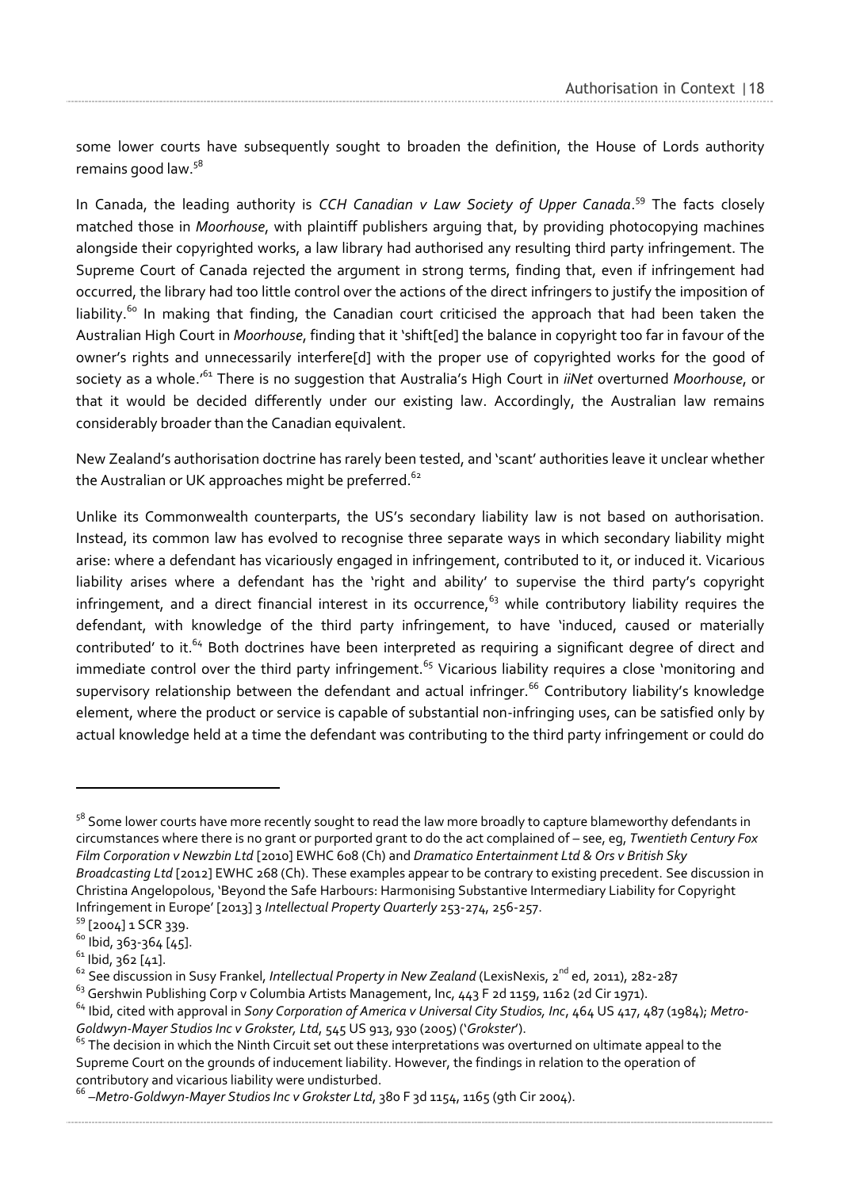some lower courts have subsequently sought to broaden the definition, the House of Lords authority remains good law.[58]

In Canada, the leading authority is *CCH Canadian v Law Society of Upper Canada*.[59] The facts closely matched those in *Moorhouse*, with plaintiff publishers arguing that, by providing photocopying machines alongside their copyrighted works, a law library had authorised any resulting third party infringement. The Supreme Court of Canada rejected the argument in strong terms, finding that, even if infringement had occurred, the library had too little control over the actions of the direct infringers to justify the imposition of liability.[60] In making that finding, the Canadian court criticised the approach that had been taken the Australian High Court in *Moorhouse*, finding that it 'shift[ed] the balance in copyright too far in favour of the owner's rights and unnecessarily interfere[d] with the proper use of copyrighted works for the good of society as a whole.'[61] There is no suggestion that Australia's High Court in *iiNet* overturned *Moorhouse*, or that it would be decided differently under our existing law. Accordingly, the Australian law remains considerably broader than the Canadian equivalent.

New Zealand's authorisation doctrine has rarely been tested, and 'scant' authorities leave it unclear whether the Australian or UK approaches might be preferred.[62]

Unlike its Commonwealth counterparts, the US's secondary liability law is not based on authorisation. Instead, its common law has evolved to recognise three separate ways in which secondary liability might arise: where a defendant has vicariously engaged in infringement, contributed to it, or induced it. Vicarious liability arises where a defendant has the 'right and ability' to supervise the third party's copyright infringement, and a direct financial interest in its occurrence,[63] while contributory liability requires the defendant, with knowledge of the third party infringement, to have 'induced, caused or materially contributed' to it.[64] Both doctrines have been interpreted as requiring a significant degree of direct and immediate control over the third party infringement.[65] Vicarious liability requires a close 'monitoring and supervisory relationship between the defendant and actual infringer.[66] Contributory liability's knowledge element, where the product or service is capable of substantial non-infringing uses, can be satisfied only by actual knowledge held at a time the defendant was contributing to the third party infringement or could do

---

[58] Some lower courts have more recently sought to read the law more broadly to capture blameworthy defendants in circumstances where there is no grant or purported grant to do the act complained of – see, eg, *Twentieth Century Fox Film Corporation v Newzbin Ltd* [2010] EWHC 608 (Ch) and *Dramatico Entertainment Ltd & Ors v British Sky Broadcasting Ltd* [2012] EWHC 268 (Ch). These examples appear to be contrary to existing precedent. See discussion in Christina Angelopolous, 'Beyond the Safe Harbours: Harmonising Substantive Intermediary Liability for Copyright Infringement in Europe' [2013] 3 *Intellectual Property Quarterly* 253-274, 256-257.

[59] [2004] 1 SCR 339.

[60] Ibid, 363-364 [45].

[61] Ibid, 362 [41].

[62] See discussion in Susy Frankel, *Intellectual Property in New Zealand* (LexisNexis, 2nd ed, 2011), 282-287

[63] Gershwin Publishing Corp v Columbia Artists Management, Inc, 443 F 2d 1159, 1162 (2d Cir 1971).

[64] Ibid, cited with approval in *Sony Corporation of America v Universal City Studios, Inc*, 464 US 417, 487 (1984); *Metro-Goldwyn-Mayer Studios Inc v Grokster, Ltd*, 545 US 913, 930 (2005) ('*Grokster*').

[65] The decision in which the Ninth Circuit set out these interpretations was overturned on ultimate appeal to the Supreme Court on the grounds of inducement liability. However, the findings in relation to the operation of contributory and vicarious liability were undisturbed.

[66] –*Metro-Goldwyn-Mayer Studios Inc v Grokster Ltd*, 380 F 3d 1154, 1165 (9th Cir 2004).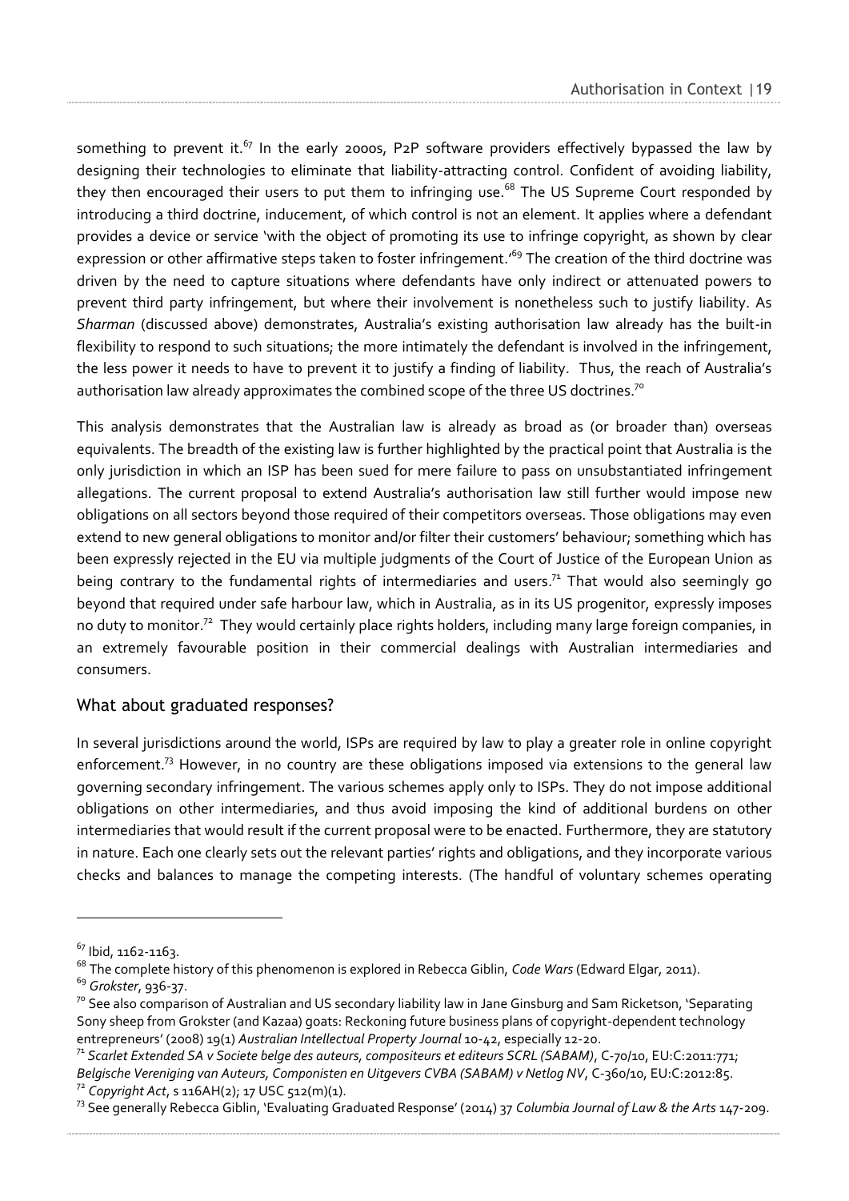something to prevent it.[67] In the early 2000s, P2P software providers effectively bypassed the law by designing their technologies to eliminate that liability-attracting control. Confident of avoiding liability, they then encouraged their users to put them to infringing use.[68] The US Supreme Court responded by introducing a third doctrine, inducement, of which control is not an element. It applies where a defendant provides a device or service 'with the object of promoting its use to infringe copyright, as shown by clear expression or other affirmative steps taken to foster infringement.'[69] The creation of the third doctrine was driven by the need to capture situations where defendants have only indirect or attenuated powers to prevent third party infringement, but where their involvement is nonetheless such to justify liability. As *Sharman* (discussed above) demonstrates, Australia's existing authorisation law already has the built-in flexibility to respond to such situations; the more intimately the defendant is involved in the infringement, the less power it needs to have to prevent it to justify a finding of liability. Thus, the reach of Australia's authorisation law already approximates the combined scope of the three US doctrines.[70]

This analysis demonstrates that the Australian law is already as broad as (or broader than) overseas equivalents. The breadth of the existing law is further highlighted by the practical point that Australia is the only jurisdiction in which an ISP has been sued for mere failure to pass on unsubstantiated infringement allegations. The current proposal to extend Australia's authorisation law still further would impose new obligations on all sectors beyond those required of their competitors overseas. Those obligations may even extend to new general obligations to monitor and/or filter their customers' behaviour; something which has been expressly rejected in the EU via multiple judgments of the Court of Justice of the European Union as being contrary to the fundamental rights of intermediaries and users.[71] That would also seemingly go beyond that required under safe harbour law, which in Australia, as in its US progenitor, expressly imposes no duty to monitor.[72] They would certainly place rights holders, including many large foreign companies, in an extremely favourable position in their commercial dealings with Australian intermediaries and consumers.

## What about graduated responses?

In several jurisdictions around the world, ISPs are required by law to play a greater role in online copyright enforcement.[73] However, in no country are these obligations imposed via extensions to the general law governing secondary infringement. The various schemes apply only to ISPs. They do not impose additional obligations on other intermediaries, and thus avoid imposing the kind of additional burdens on other intermediaries that would result if the current proposal were to be enacted. Furthermore, they are statutory in nature. Each one clearly sets out the relevant parties' rights and obligations, and they incorporate various checks and balances to manage the competing interests. (The handful of voluntary schemes operating

---

[67] Ibid, 1162-1163.

[68] The complete history of this phenomenon is explored in Rebecca Giblin, *Code Wars* (Edward Elgar, 2011).

[69] *Grokster*, 936-37.

[70] See also comparison of Australian and US secondary liability law in Jane Ginsburg and Sam Ricketson, 'Separating Sony sheep from Grokster (and Kazaa) goats: Reckoning future business plans of copyright-dependent technology entrepreneurs' (2008) 19(1) *Australian Intellectual Property Journal* 10-42, especially 12-20.

[71] *Scarlet Extended SA v Societe belge des auteurs, compositeurs et editeurs SCRL (SABAM)*, C-70/10, EU:C:2011:771; *Belgische Vereniging van Auteurs, Componisten en Uitgevers CVBA (SABAM) v Netlog NV*, C-360/10, EU:C:2012:85.

[72] *Copyright Act*, s 116AH(2); 17 USC 512(m)(1).

[73] See generally Rebecca Giblin, 'Evaluating Graduated Response' (2014) 37 *Columbia Journal of Law & the Arts* 147-209.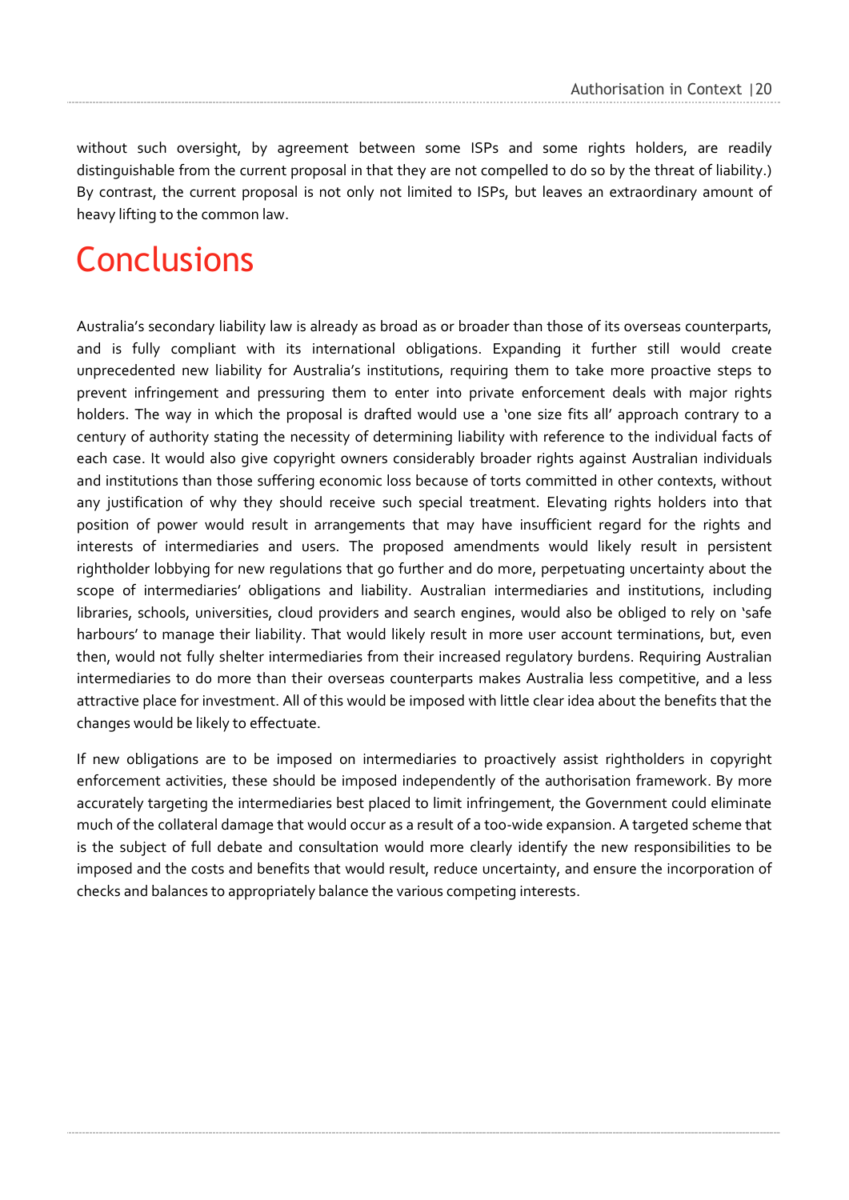without such oversight, by agreement between some ISPs and some rights holders, are readily distinguishable from the current proposal in that they are not compelled to do so by the threat of liability.) By contrast, the current proposal is not only not limited to ISPs, but leaves an extraordinary amount of heavy lifting to the common law.

# Conclusions

Australia's secondary liability law is already as broad as or broader than those of its overseas counterparts, and is fully compliant with its international obligations. Expanding it further still would create unprecedented new liability for Australia's institutions, requiring them to take more proactive steps to prevent infringement and pressuring them to enter into private enforcement deals with major rights holders. The way in which the proposal is drafted would use a 'one size fits all' approach contrary to a century of authority stating the necessity of determining liability with reference to the individual facts of each case. It would also give copyright owners considerably broader rights against Australian individuals and institutions than those suffering economic loss because of torts committed in other contexts, without any justification of why they should receive such special treatment. Elevating rights holders into that position of power would result in arrangements that may have insufficient regard for the rights and interests of intermediaries and users. The proposed amendments would likely result in persistent rightholder lobbying for new regulations that go further and do more, perpetuating uncertainty about the scope of intermediaries' obligations and liability. Australian intermediaries and institutions, including libraries, schools, universities, cloud providers and search engines, would also be obliged to rely on 'safe harbours' to manage their liability. That would likely result in more user account terminations, but, even then, would not fully shelter intermediaries from their increased regulatory burdens. Requiring Australian intermediaries to do more than their overseas counterparts makes Australia less competitive, and a less attractive place for investment. All of this would be imposed with little clear idea about the benefits that the changes would be likely to effectuate.

If new obligations are to be imposed on intermediaries to proactively assist rightholders in copyright enforcement activities, these should be imposed independently of the authorisation framework. By more accurately targeting the intermediaries best placed to limit infringement, the Government could eliminate much of the collateral damage that would occur as a result of a too-wide expansion. A targeted scheme that is the subject of full debate and consultation would more clearly identify the new responsibilities to be imposed and the costs and benefits that would result, reduce uncertainty, and ensure the incorporation of checks and balances to appropriately balance the various competing interests.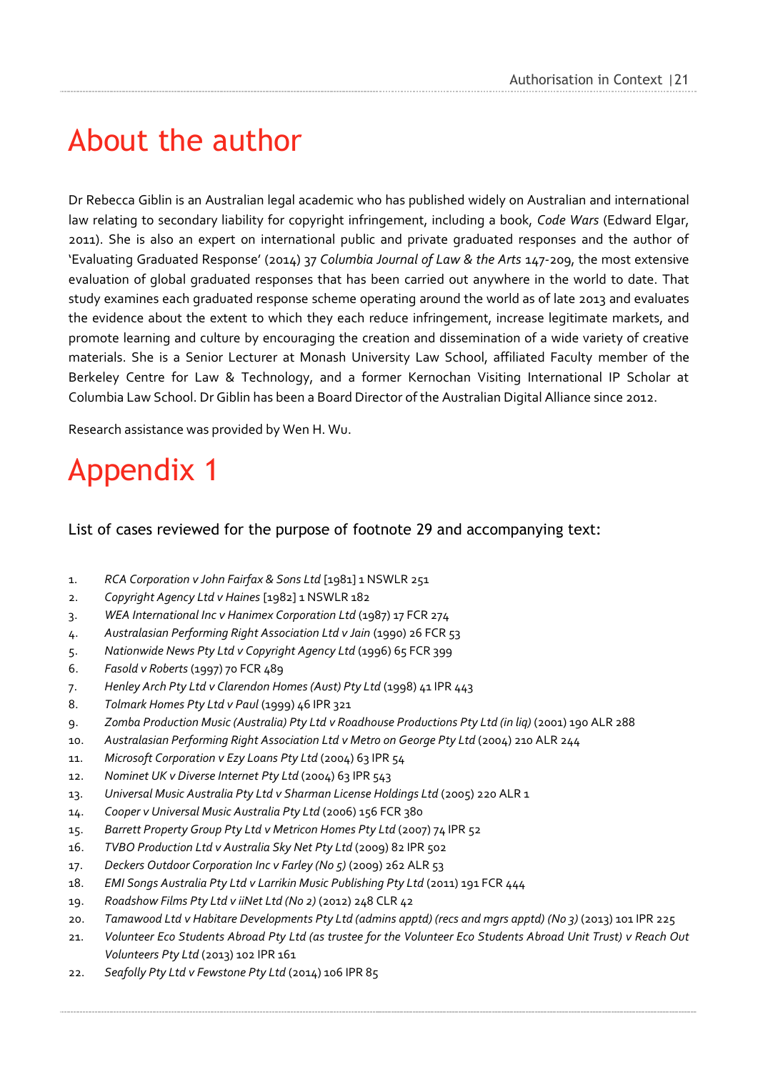# About the author

Dr Rebecca Giblin is an Australian legal academic who has published widely on Australian and international law relating to secondary liability for copyright infringement, including a book, *Code Wars* (Edward Elgar, 2011). She is also an expert on international public and private graduated responses and the author of 'Evaluating Graduated Response' (2014) 37 *Columbia Journal of Law & the Arts* 147-209, the most extensive evaluation of global graduated responses that has been carried out anywhere in the world to date. That study examines each graduated response scheme operating around the world as of late 2013 and evaluates the evidence about the extent to which they each reduce infringement, increase legitimate markets, and promote learning and culture by encouraging the creation and dissemination of a wide variety of creative materials. She is a Senior Lecturer at Monash University Law School, affiliated Faculty member of the Berkeley Centre for Law & Technology, and a former Kernochan Visiting International IP Scholar at Columbia Law School. Dr Giblin has been a Board Director of the Australian Digital Alliance since 2012.

Research assistance was provided by Wen H. Wu.

# Appendix 1

### List of cases reviewed for the purpose of footnote 29 and accompanying text:

1. *RCA Corporation v John Fairfax & Sons Ltd* [1981] 1 NSWLR 251
2. *Copyright Agency Ltd v Haines* [1982] 1 NSWLR 182
3. *WEA International Inc v Hanimex Corporation Ltd* (1987) 17 FCR 274
4. *Australasian Performing Right Association Ltd v Jain* (1990) 26 FCR 53
5. *Nationwide News Pty Ltd v Copyright Agency Ltd* (1996) 65 FCR 399
6. *Fasold v Roberts* (1997) 70 FCR 489
7. *Henley Arch Pty Ltd v Clarendon Homes (Aust) Pty Ltd* (1998) 41 IPR 443
8. *Tolmark Homes Pty Ltd v Paul* (1999) 46 IPR 321
9. *Zomba Production Music (Australia) Pty Ltd v Roadhouse Productions Pty Ltd (in liq)* (2001) 190 ALR 288
10. *Australasian Performing Right Association Ltd v Metro on George Pty Ltd* (2004) 210 ALR 244
11. *Microsoft Corporation v Ezy Loans Pty Ltd* (2004) 63 IPR 54
12. *Nominet UK v Diverse Internet Pty Ltd* (2004) 63 IPR 543
13. *Universal Music Australia Pty Ltd v Sharman License Holdings Ltd* (2005) 220 ALR 1
14. *Cooper v Universal Music Australia Pty Ltd* (2006) 156 FCR 380
15. *Barrett Property Group Pty Ltd v Metricon Homes Pty Ltd* (2007) 74 IPR 52
16. *TVBO Production Ltd v Australia Sky Net Pty Ltd* (2009) 82 IPR 502
17. *Deckers Outdoor Corporation Inc v Farley (No 5)* (2009) 262 ALR 53
18. *EMI Songs Australia Pty Ltd v Larrikin Music Publishing Pty Ltd* (2011) 191 FCR 444
19. *Roadshow Films Pty Ltd v iiNet Ltd (No 2)* (2012) 248 CLR 42
20. *Tamawood Ltd v Habitare Developments Pty Ltd (admins apptd) (recs and mgrs apptd) (No 3)* (2013) 101 IPR 225
21. *Volunteer Eco Students Abroad Pty Ltd (as trustee for the Volunteer Eco Students Abroad Unit Trust) v Reach Out Volunteers Pty Ltd* (2013) 102 IPR 161
22. *Seafolly Pty Ltd v Fewstone Pty Ltd* (2014) 106 IPR 85